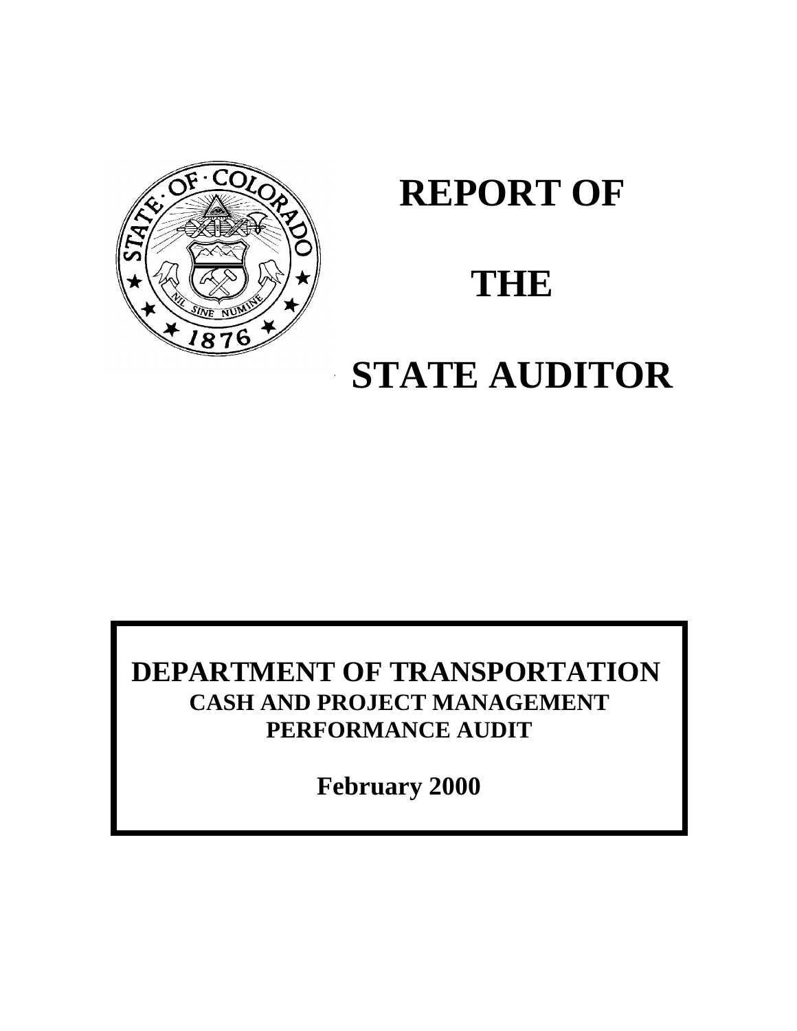# REPORT OF

# THE

# STATE AUDITOR

**DEPARTMENT OF TRANSPORTATION**

**CASH AND PROJECT MANAGEMENT**

**PERFORMANCE AUDIT**

**February 2000**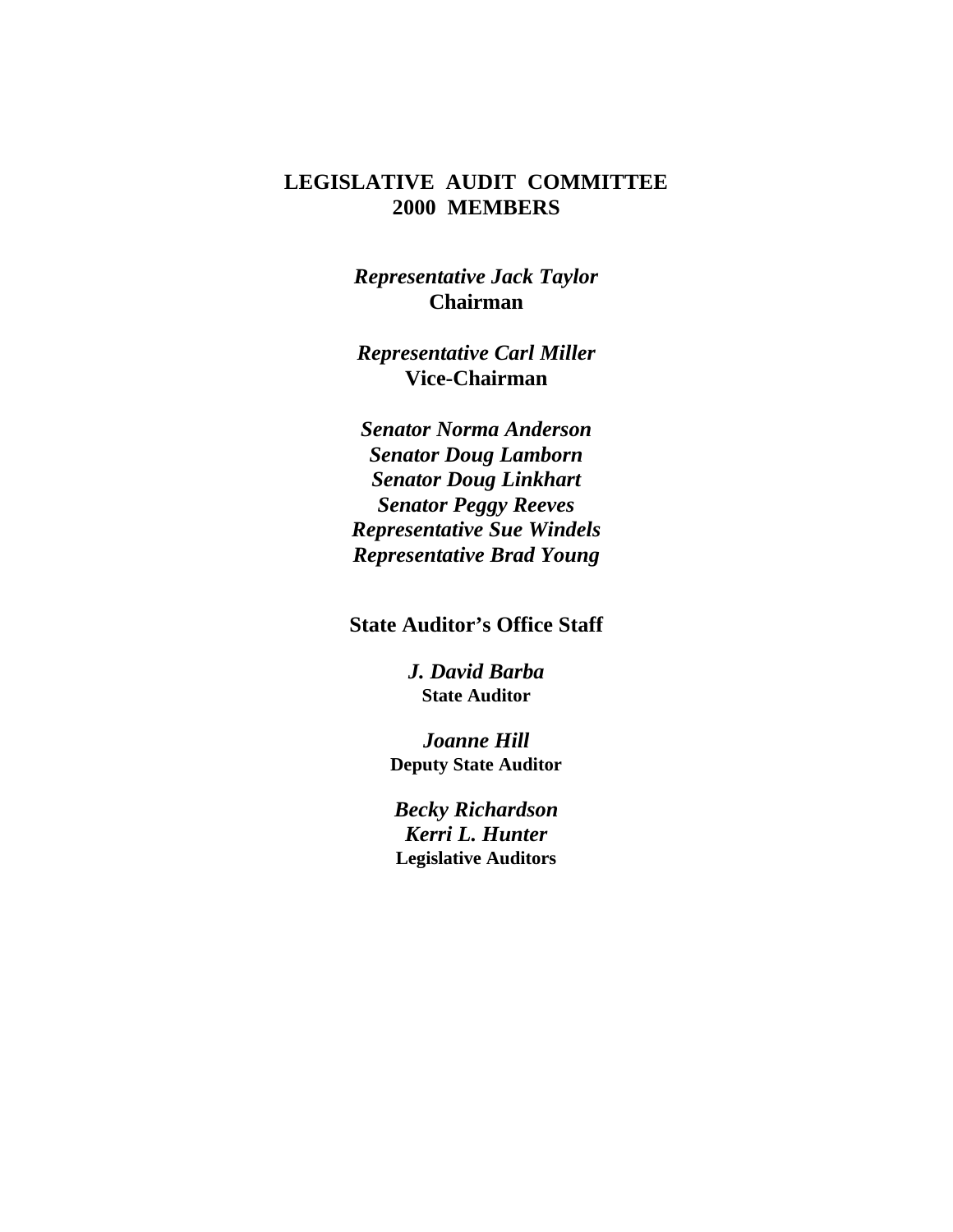# LEGISLATIVE AUDIT COMMITTEE
# 2000 MEMBERS

***Representative Jack Taylor***
**Chairman**

***Representative Carl Miller***
**Vice-Chairman**

***Senator Norma Anderson***
***Senator Doug Lamborn***
***Senator Doug Linkhart***
***Senator Peggy Reeves***
***Representative Sue Windels***
***Representative Brad Young***

## State Auditor's Office Staff

***J. David Barba***
**State Auditor**

***Joanne Hill***
**Deputy State Auditor**

***Becky Richardson***
***Kerri L. Hunter***
**Legislative Auditors**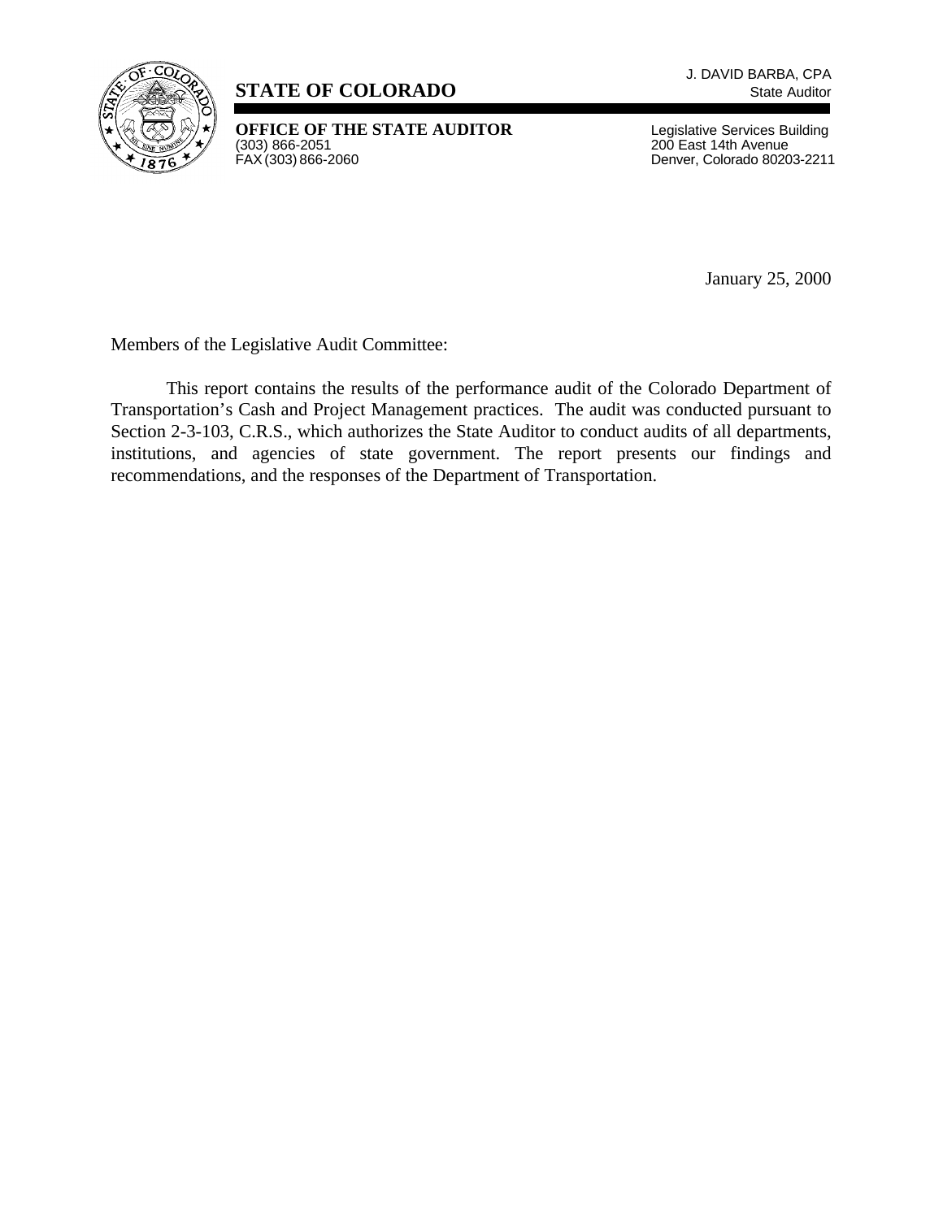**STATE OF COLORADO**

J. DAVID BARBA, CPA
State Auditor

**OFFICE OF THE STATE AUDITOR**
(303) 866-2051
FAX (303) 866-2060

Legislative Services Building
200 East 14th Avenue
Denver, Colorado 80203-2211

January 25, 2000

Members of the Legislative Audit Committee:

This report contains the results of the performance audit of the Colorado Department of Transportation's Cash and Project Management practices. The audit was conducted pursuant to Section 2-3-103, C.R.S., which authorizes the State Auditor to conduct audits of all departments, institutions, and agencies of state government. The report presents our findings and recommendations, and the responses of the Department of Transportation.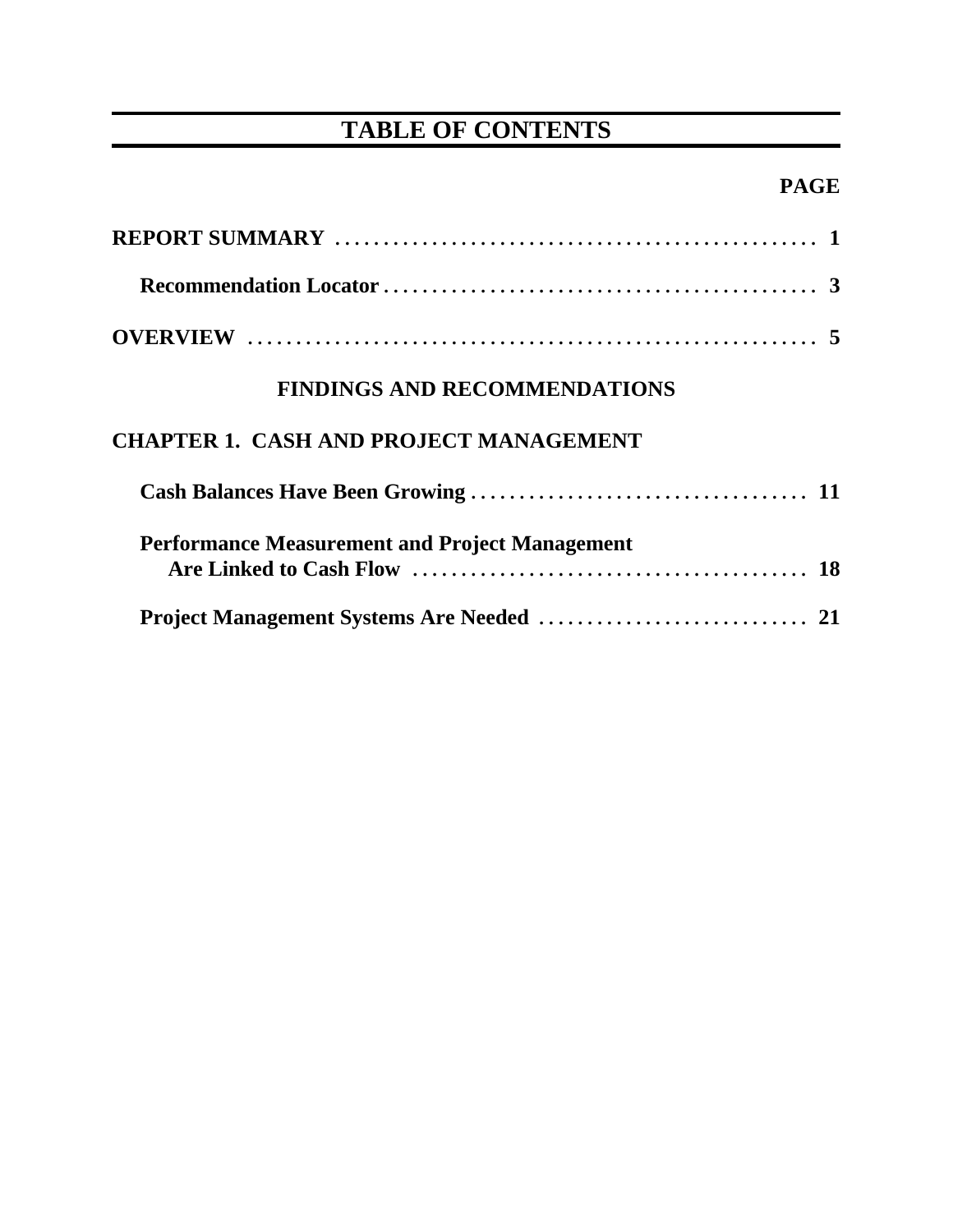# TABLE OF CONTENTS

**PAGE**

**REPORT SUMMARY** . . . . . . . . . . . . . . . . . . . . . . . . . . . . . . . . . . . . . . . . . . . . . . . . . 1

**Recommendation Locator** . . . . . . . . . . . . . . . . . . . . . . . . . . . . . . . . . . . . . . . . . . . . . 3

**OVERVIEW** . . . . . . . . . . . . . . . . . . . . . . . . . . . . . . . . . . . . . . . . . . . . . . . . . . . . . . . . . 5

## FINDINGS AND RECOMMENDATIONS

### CHAPTER 1. CASH AND PROJECT MANAGEMENT

**Cash Balances Have Been Growing** . . . . . . . . . . . . . . . . . . . . . . . . . . . . . . . . . . . 11

**Performance Measurement and Project Management Are Linked to Cash Flow** . . . . . . . . . . . . . . . . . . . . . . . . . . . . . . . . . . . . . . . . . 18

**Project Management Systems Are Needed** . . . . . . . . . . . . . . . . . . . . . . . . . . . 21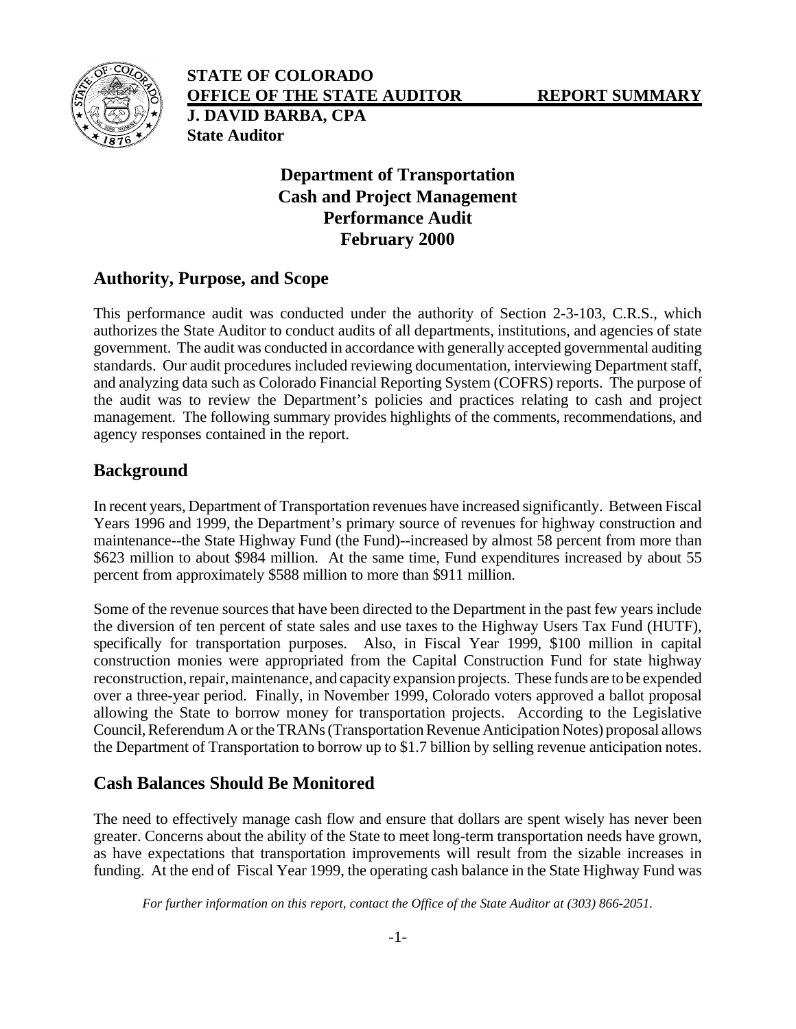**STATE OF COLORADO**
**OFFICE OF THE STATE AUDITOR** **REPORT SUMMARY**
**J. DAVID BARBA, CPA**
**State Auditor**

# Department of Transportation Cash and Project Management Performance Audit February 2000

## Authority, Purpose, and Scope

This performance audit was conducted under the authority of Section 2-3-103, C.R.S., which authorizes the State Auditor to conduct audits of all departments, institutions, and agencies of state government. The audit was conducted in accordance with generally accepted governmental auditing standards. Our audit procedures included reviewing documentation, interviewing Department staff, and analyzing data such as Colorado Financial Reporting System (COFRS) reports. The purpose of the audit was to review the Department's policies and practices relating to cash and project management. The following summary provides highlights of the comments, recommendations, and agency responses contained in the report.

## Background

In recent years, Department of Transportation revenues have increased significantly. Between Fiscal Years 1996 and 1999, the Department's primary source of revenues for highway construction and maintenance--the State Highway Fund (the Fund)--increased by almost 58 percent from more than \$623 million to about \$984 million. At the same time, Fund expenditures increased by about 55 percent from approximately \$588 million to more than \$911 million.

Some of the revenue sources that have been directed to the Department in the past few years include the diversion of ten percent of state sales and use taxes to the Highway Users Tax Fund (HUTF), specifically for transportation purposes. Also, in Fiscal Year 1999, \$100 million in capital construction monies were appropriated from the Capital Construction Fund for state highway reconstruction, repair, maintenance, and capacity expansion projects. These funds are to be expended over a three-year period. Finally, in November 1999, Colorado voters approved a ballot proposal allowing the State to borrow money for transportation projects. According to the Legislative Council, Referendum A or the TRANs (Transportation Revenue Anticipation Notes) proposal allows the Department of Transportation to borrow up to \$1.7 billion by selling revenue anticipation notes.

## Cash Balances Should Be Monitored

The need to effectively manage cash flow and ensure that dollars are spent wisely has never been greater. Concerns about the ability of the State to meet long-term transportation needs have grown, as have expectations that transportation improvements will result from the sizable increases in funding. At the end of Fiscal Year 1999, the operating cash balance in the State Highway Fund was

*For further information on this report, contact the Office of the State Auditor at (303) 866-2051.*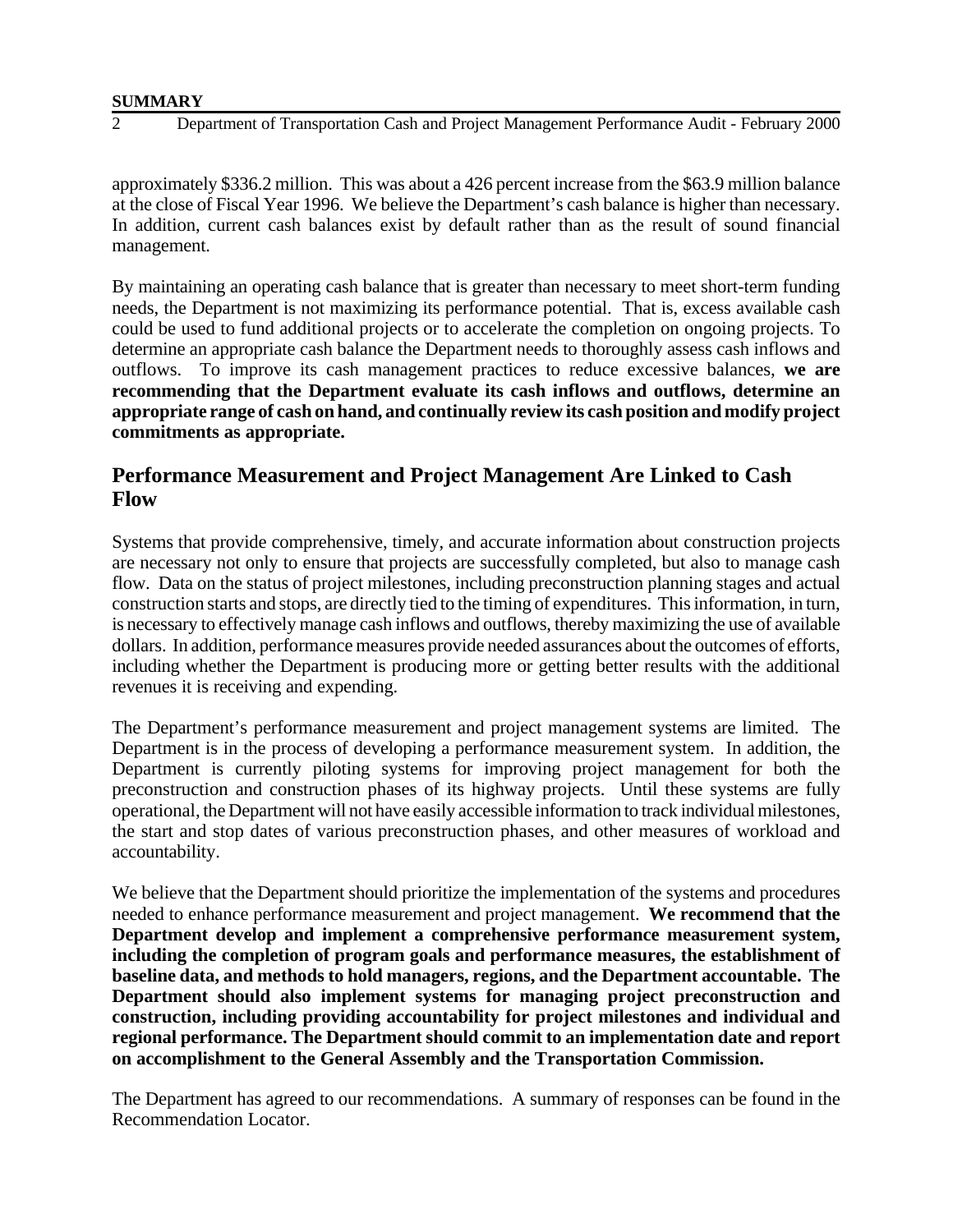approximately $336.2 million. This was about a 426 percent increase from the $63.9 million balance at the close of Fiscal Year 1996. We believe the Department's cash balance is higher than necessary. In addition, current cash balances exist by default rather than as the result of sound financial management.

By maintaining an operating cash balance that is greater than necessary to meet short-term funding needs, the Department is not maximizing its performance potential. That is, excess available cash could be used to fund additional projects or to accelerate the completion on ongoing projects. To determine an appropriate cash balance the Department needs to thoroughly assess cash inflows and outflows. To improve its cash management practices to reduce excessive balances, **we are recommending that the Department evaluate its cash inflows and outflows, determine an appropriate range of cash on hand, and continually review its cash position and modify project commitments as appropriate.**

## Performance Measurement and Project Management Are Linked to Cash Flow

Systems that provide comprehensive, timely, and accurate information about construction projects are necessary not only to ensure that projects are successfully completed, but also to manage cash flow. Data on the status of project milestones, including preconstruction planning stages and actual construction starts and stops, are directly tied to the timing of expenditures. This information, in turn, is necessary to effectively manage cash inflows and outflows, thereby maximizing the use of available dollars. In addition, performance measures provide needed assurances about the outcomes of efforts, including whether the Department is producing more or getting better results with the additional revenues it is receiving and expending.

The Department's performance measurement and project management systems are limited. The Department is in the process of developing a performance measurement system. In addition, the Department is currently piloting systems for improving project management for both the preconstruction and construction phases of its highway projects. Until these systems are fully operational, the Department will not have easily accessible information to track individual milestones, the start and stop dates of various preconstruction phases, and other measures of workload and accountability.

We believe that the Department should prioritize the implementation of the systems and procedures needed to enhance performance measurement and project management. **We recommend that the Department develop and implement a comprehensive performance measurement system, including the completion of program goals and performance measures, the establishment of baseline data, and methods to hold managers, regions, and the Department accountable. The Department should also implement systems for managing project preconstruction and construction, including providing accountability for project milestones and individual and regional performance. The Department should commit to an implementation date and report on accomplishment to the General Assembly and the Transportation Commission.**

The Department has agreed to our recommendations. A summary of responses can be found in the Recommendation Locator.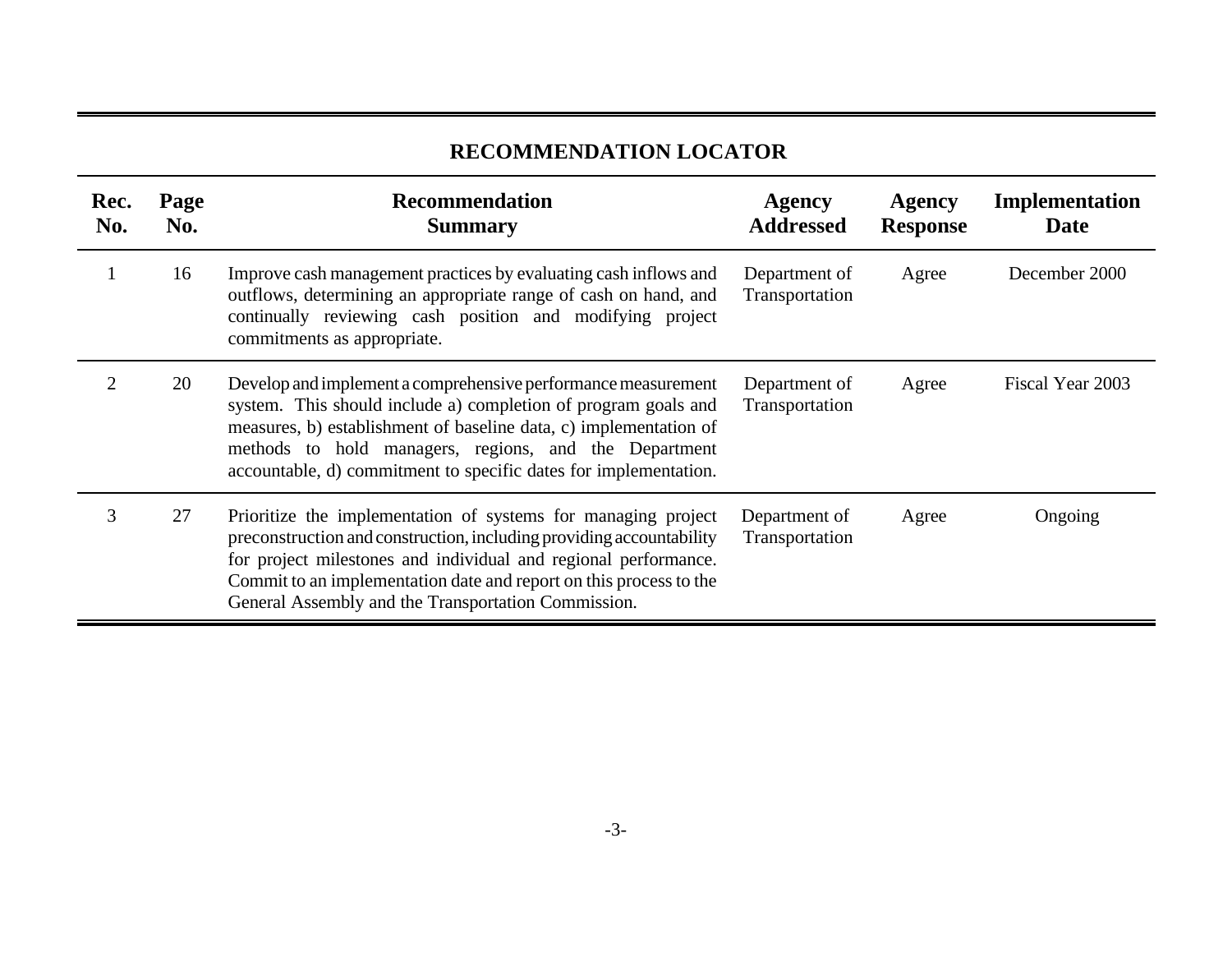## RECOMMENDATION LOCATOR

| Rec. No. | Page No. | Recommendation Summary | Agency Addressed | Agency Response | Implementation Date |
|---|---|---|---|---|---|
| 1 | 16 | Improve cash management practices by evaluating cash inflows and outflows, determining an appropriate range of cash on hand, and continually reviewing cash position and modifying project commitments as appropriate. | Department of Transportation | Agree | December 2000 |
| 2 | 20 | Develop and implement a comprehensive performance measurement system. This should include a) completion of program goals and measures, b) establishment of baseline data, c) implementation of methods to hold managers, regions, and the Department accountable, d) commitment to specific dates for implementation. | Department of Transportation | Agree | Fiscal Year 2003 |
| 3 | 27 | Prioritize the implementation of systems for managing project preconstruction and construction, including providing accountability for project milestones and individual and regional performance. Commit to an implementation date and report on this process to the General Assembly and the Transportation Commission. | Department of Transportation | Agree | Ongoing |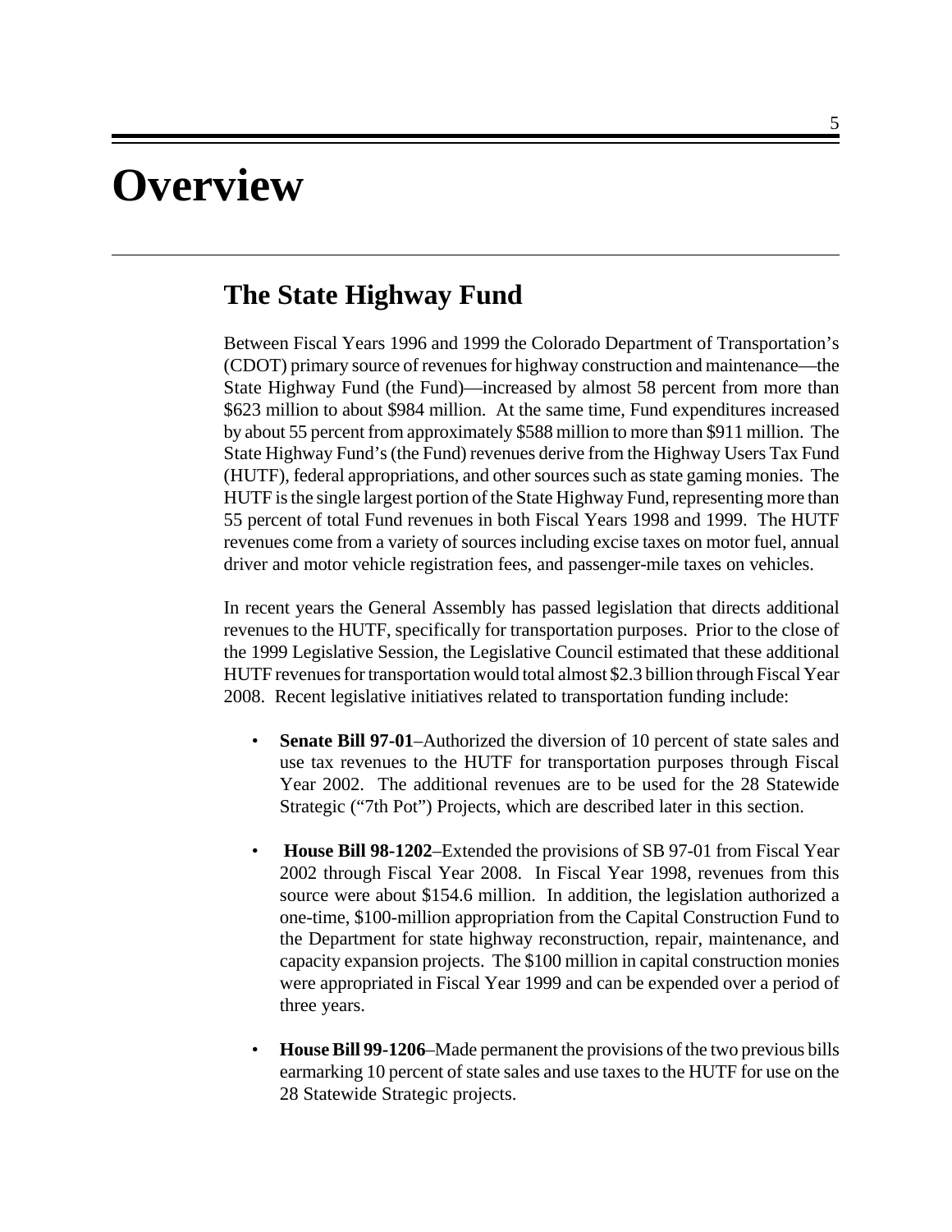# Overview

## The State Highway Fund

Between Fiscal Years 1996 and 1999 the Colorado Department of Transportation's (CDOT) primary source of revenues for highway construction and maintenance—the State Highway Fund (the Fund)—increased by almost 58 percent from more than $623 million to about $984 million. At the same time, Fund expenditures increased by about 55 percent from approximately $588 million to more than $911 million. The State Highway Fund's (the Fund) revenues derive from the Highway Users Tax Fund (HUTF), federal appropriations, and other sources such as state gaming monies. The HUTF is the single largest portion of the State Highway Fund, representing more than 55 percent of total Fund revenues in both Fiscal Years 1998 and 1999. The HUTF revenues come from a variety of sources including excise taxes on motor fuel, annual driver and motor vehicle registration fees, and passenger-mile taxes on vehicles.

In recent years the General Assembly has passed legislation that directs additional revenues to the HUTF, specifically for transportation purposes. Prior to the close of the 1999 Legislative Session, the Legislative Council estimated that these additional HUTF revenues for transportation would total almost $2.3 billion through Fiscal Year 2008. Recent legislative initiatives related to transportation funding include:

- **Senate Bill 97-01**–Authorized the diversion of 10 percent of state sales and use tax revenues to the HUTF for transportation purposes through Fiscal Year 2002. The additional revenues are to be used for the 28 Statewide Strategic ("7th Pot") Projects, which are described later in this section.

- **House Bill 98-1202**–Extended the provisions of SB 97-01 from Fiscal Year 2002 through Fiscal Year 2008. In Fiscal Year 1998, revenues from this source were about $154.6 million. In addition, the legislation authorized a one-time, $100-million appropriation from the Capital Construction Fund to the Department for state highway reconstruction, repair, maintenance, and capacity expansion projects. The $100 million in capital construction monies were appropriated in Fiscal Year 1999 and can be expended over a period of three years.

- **House Bill 99-1206**–Made permanent the provisions of the two previous bills earmarking 10 percent of state sales and use taxes to the HUTF for use on the 28 Statewide Strategic projects.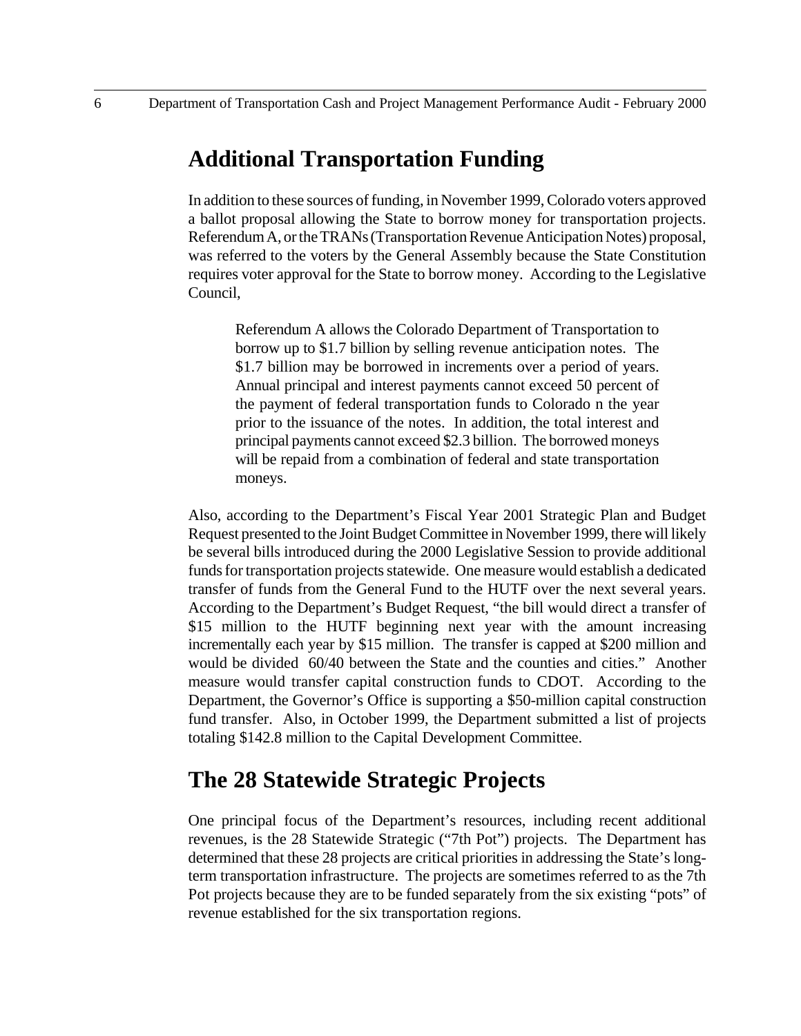## Additional Transportation Funding

In addition to these sources of funding, in November 1999, Colorado voters approved a ballot proposal allowing the State to borrow money for transportation projects. Referendum A, or the TRANs (Transportation Revenue Anticipation Notes) proposal, was referred to the voters by the General Assembly because the State Constitution requires voter approval for the State to borrow money. According to the Legislative Council,

> Referendum A allows the Colorado Department of Transportation to borrow up to $1.7 billion by selling revenue anticipation notes. The $1.7 billion may be borrowed in increments over a period of years. Annual principal and interest payments cannot exceed 50 percent of the payment of federal transportation funds to Colorado n the year prior to the issuance of the notes. In addition, the total interest and principal payments cannot exceed $2.3 billion. The borrowed moneys will be repaid from a combination of federal and state transportation moneys.

Also, according to the Department's Fiscal Year 2001 Strategic Plan and Budget Request presented to the Joint Budget Committee in November 1999, there will likely be several bills introduced during the 2000 Legislative Session to provide additional funds for transportation projects statewide. One measure would establish a dedicated transfer of funds from the General Fund to the HUTF over the next several years. According to the Department's Budget Request, "the bill would direct a transfer of $15 million to the HUTF beginning next year with the amount increasing incrementally each year by $15 million. The transfer is capped at $200 million and would be divided 60/40 between the State and the counties and cities." Another measure would transfer capital construction funds to CDOT. According to the Department, the Governor's Office is supporting a $50-million capital construction fund transfer. Also, in October 1999, the Department submitted a list of projects totaling $142.8 million to the Capital Development Committee.

## The 28 Statewide Strategic Projects

One principal focus of the Department's resources, including recent additional revenues, is the 28 Statewide Strategic ("7th Pot") projects. The Department has determined that these 28 projects are critical priorities in addressing the State's long-term transportation infrastructure. The projects are sometimes referred to as the 7th Pot projects because they are to be funded separately from the six existing "pots" of revenue established for the six transportation regions.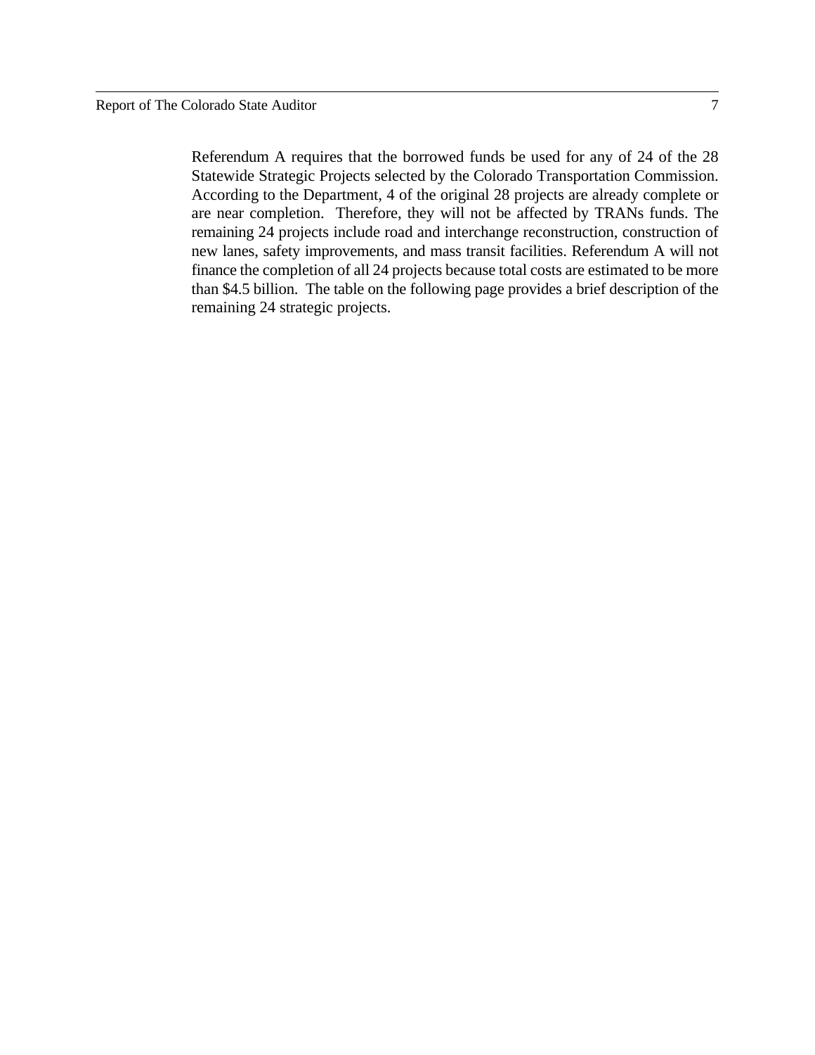Referendum A requires that the borrowed funds be used for any of 24 of the 28 Statewide Strategic Projects selected by the Colorado Transportation Commission. According to the Department, 4 of the original 28 projects are already complete or are near completion. Therefore, they will not be affected by TRANs funds. The remaining 24 projects include road and interchange reconstruction, construction of new lanes, safety improvements, and mass transit facilities. Referendum A will not finance the completion of all 24 projects because total costs are estimated to be more than $4.5 billion. The table on the following page provides a brief description of the remaining 24 strategic projects.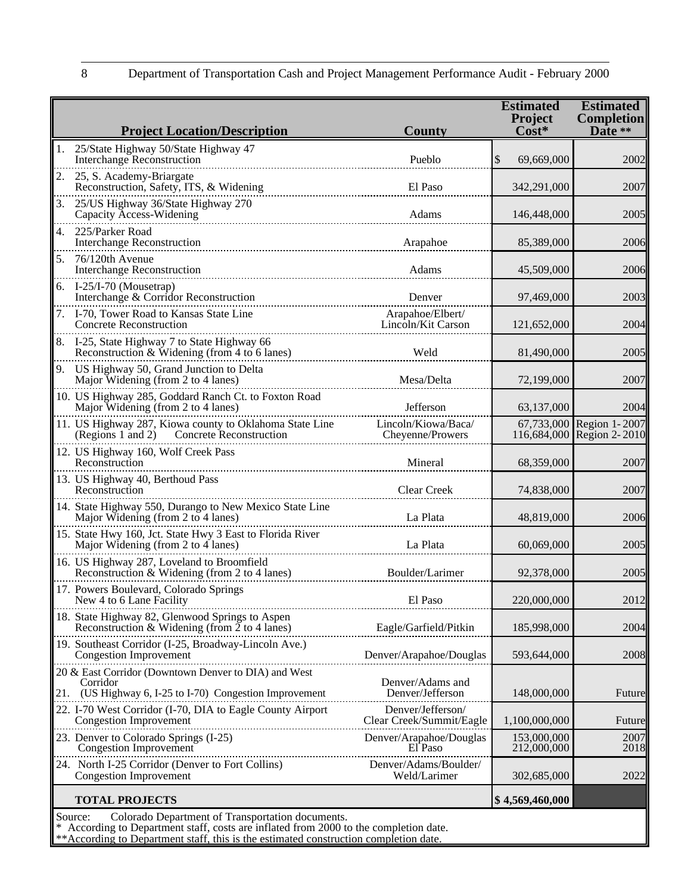| Project Location/Description | County | Estimated Project Cost* | Estimated Completion Date ** |
|---|---|---|---|
| 1. 25/State Highway 50/State Highway 47 Interchange Reconstruction | Pueblo | $ 69,669,000 | 2002 |
| 2. 25, S. Academy-Briargate Reconstruction, Safety, ITS, & Widening | El Paso | 342,291,000 | 2007 |
| 3. 25/US Highway 36/State Highway 270 Capacity Access-Widening | Adams | 146,448,000 | 2005 |
| 4. 225/Parker Road Interchange Reconstruction | Arapahoe | 85,389,000 | 2006 |
| 5. 76/120th Avenue Interchange Reconstruction | Adams | 45,509,000 | 2006 |
| 6. I-25/I-70 (Mousetrap) Interchange & Corridor Reconstruction | Denver | 97,469,000 | 2003 |
| 7. I-70, Tower Road to Kansas State Line Concrete Reconstruction | Arapahoe/Elbert/ Lincoln/Kit Carson | 121,652,000 | 2004 |
| 8. I-25, State Highway 7 to State Highway 66 Reconstruction & Widening (from 4 to 6 lanes) | Weld | 81,490,000 | 2005 |
| 9. US Highway 50, Grand Junction to Delta Major Widening (from 2 to 4 lanes) | Mesa/Delta | 72,199,000 | 2007 |
| 10. US Highway 285, Goddard Ranch Ct. to Foxton Road Major Widening (from 2 to 4 lanes) | Jefferson | 63,137,000 | 2004 |
| 11. US Highway 287, Kiowa county to Oklahoma State Line (Regions 1 and 2) Concrete Reconstruction | Lincoln/Kiowa/Baca/ Cheyenne/Prowers | 67,733,000<br>116,684,000 | Region 1- 2007<br>Region 2- 2010 |
| 12. US Highway 160, Wolf Creek Pass Reconstruction | Mineral | 68,359,000 | 2007 |
| 13. US Highway 40, Berthoud Pass Reconstruction | Clear Creek | 74,838,000 | 2007 |
| 14. State Highway 550, Durango to New Mexico State Line Major Widening (from 2 to 4 lanes) | La Plata | 48,819,000 | 2006 |
| 15. State Hwy 160, Jct. State Hwy 3 East to Florida River Major Widening (from 2 to 4 lanes) | La Plata | 60,069,000 | 2005 |
| 16. US Highway 287, Loveland to Broomfield Reconstruction & Widening (from 2 to 4 lanes) | Boulder/Larimer | 92,378,000 | 2005 |
| 17. Powers Boulevard, Colorado Springs New 4 to 6 Lane Facility | El Paso | 220,000,000 | 2012 |
| 18. State Highway 82, Glenwood Springs to Aspen Reconstruction & Widening (from 2 to 4 lanes) | Eagle/Garfield/Pitkin | 185,998,000 | 2004 |
| 19. Southeast Corridor (I-25, Broadway-Lincoln Ave.) Congestion Improvement | Denver/Arapahoe/Douglas | 593,644,000 | 2008 |
| 20 & 21. East Corridor (Downtown Denver to DIA) and West Corridor (US Highway 6, I-25 to I-70) Congestion Improvement | Denver/Adams and Denver/Jefferson | 148,000,000 | Future |
| 22. I-70 West Corridor (I-70, DIA to Eagle County Airport Congestion Improvement | Denver/Jefferson/ Clear Creek/Summit/Eagle | 1,100,000,000 | Future |
| 23. Denver to Colorado Springs (I-25) Congestion Improvement | Denver/Arapahoe/Douglas<br>El Paso | 153,000,000<br>212,000,000 | 2007<br>2018 |
| 24. North I-25 Corridor (Denver to Fort Collins) Congestion Improvement | Denver/Adams/Boulder/ Weld/Larimer | 302,685,000 | 2022 |
| **TOTAL PROJECTS** | | **$ 4,569,460,000** | |

Source: Colorado Department of Transportation documents.
* According to Department staff, costs are inflated from 2000 to the completion date.
**According to Department staff, this is the estimated construction completion date.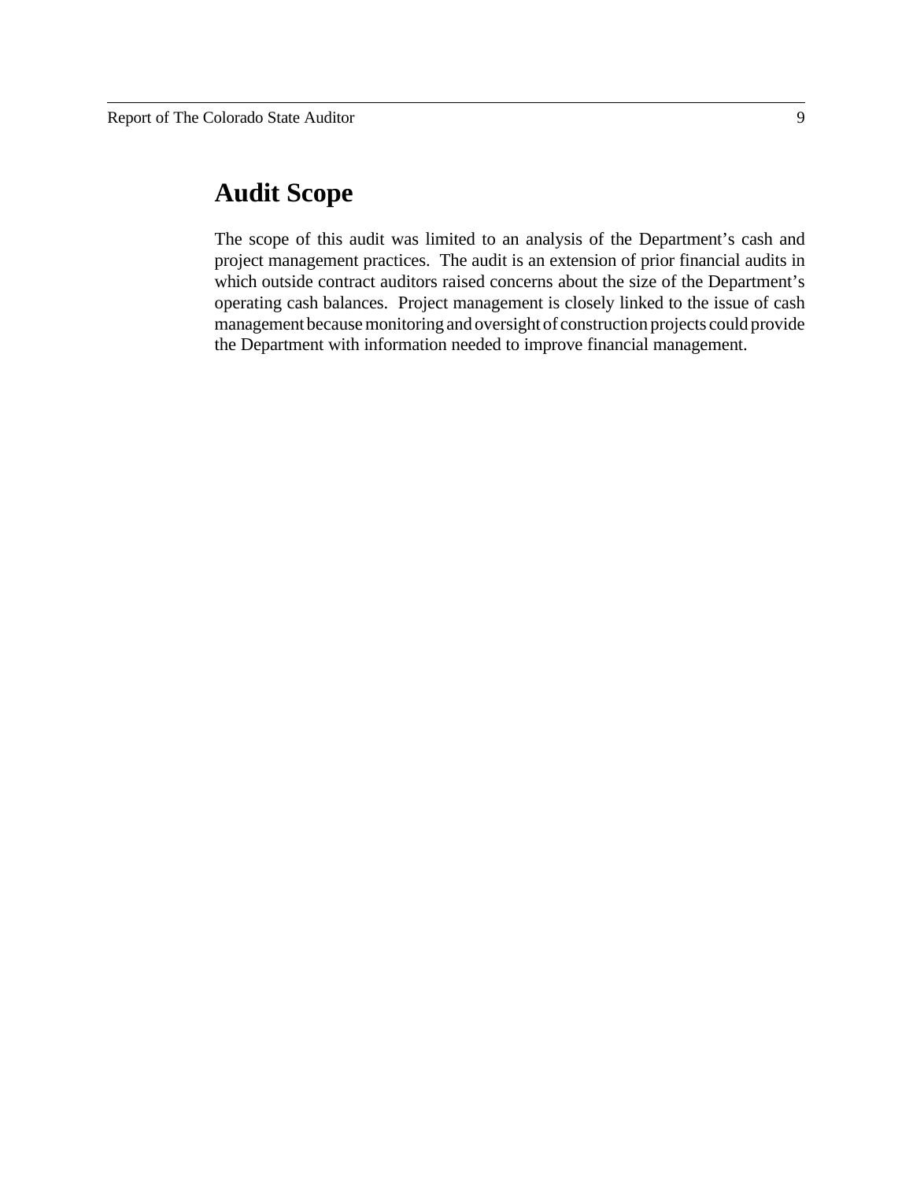## Audit Scope

The scope of this audit was limited to an analysis of the Department's cash and project management practices. The audit is an extension of prior financial audits in which outside contract auditors raised concerns about the size of the Department's operating cash balances. Project management is closely linked to the issue of cash management because monitoring and oversight of construction projects could provide the Department with information needed to improve financial management.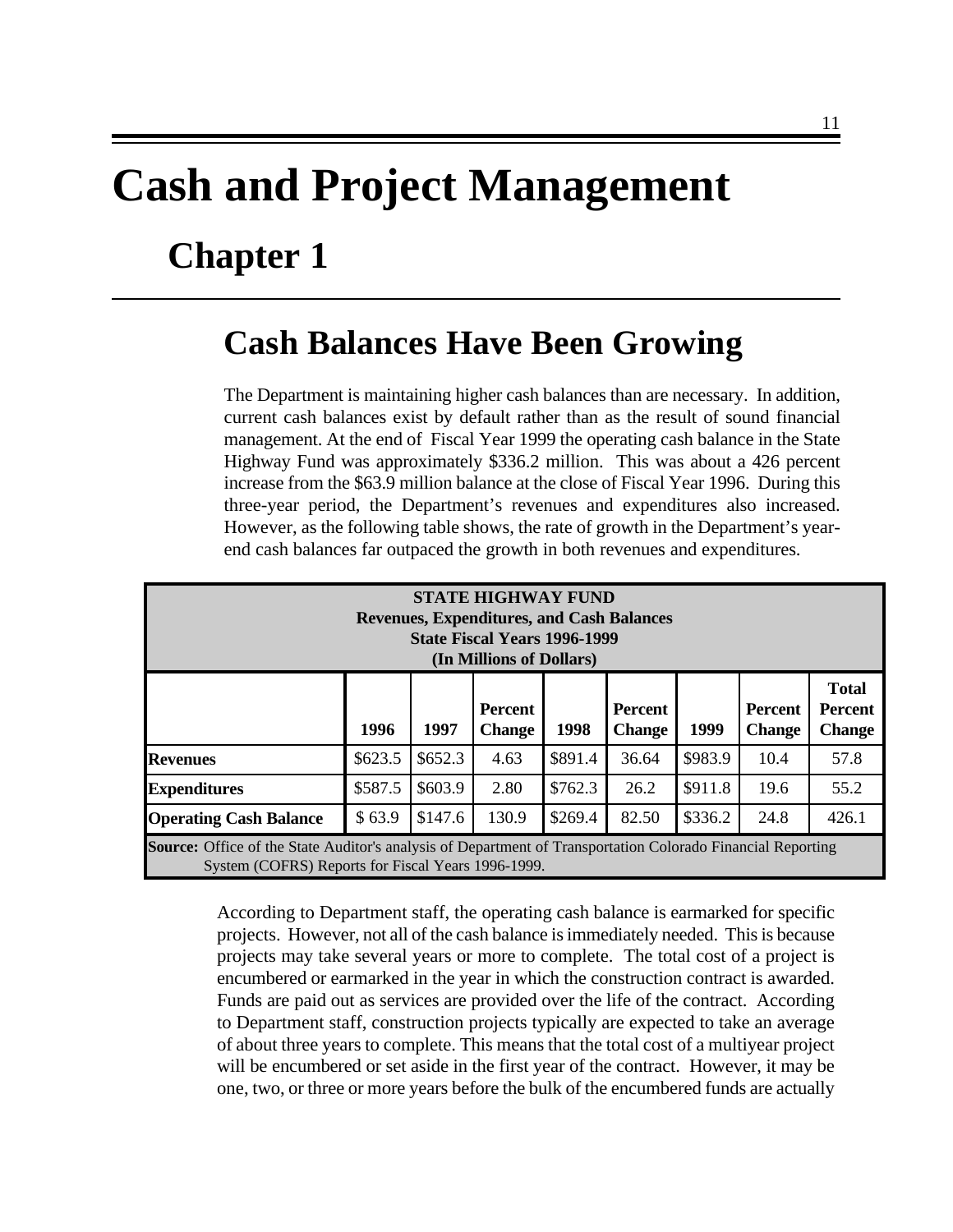# Cash and Project Management

## Chapter 1

## Cash Balances Have Been Growing

The Department is maintaining higher cash balances than are necessary. In addition, current cash balances exist by default rather than as the result of sound financial management. At the end of Fiscal Year 1999 the operating cash balance in the State Highway Fund was approximately $336.2 million. This was about a 426 percent increase from the $63.9 million balance at the close of Fiscal Year 1996. During this three-year period, the Department's revenues and expenditures also increased. However, as the following table shows, the rate of growth in the Department's year-end cash balances far outpaced the growth in both revenues and expenditures.

**STATE HIGHWAY FUND**
**Revenues, Expenditures, and Cash Balances**
**State Fiscal Years 1996-1999**
**(In Millions of Dollars)**

| | 1996 | 1997 | Percent Change | 1998 | Percent Change | 1999 | Percent Change | Total Percent Change |
|---|---|---|---|---|---|---|---|---|
| **Revenues** | $623.5 | $652.3 | 4.63 | $891.4 | 36.64 | $983.9 | 10.4 | 57.8 |
| **Expenditures** | $587.5 | $603.9 | 2.80 | $762.3 | 26.2 | $911.8 | 19.6 | 55.2 |
| **Operating Cash Balance** | $ 63.9 | $147.6 | 130.9 | $269.4 | 82.50 | $336.2 | 24.8 | 426.1 |

**Source:** Office of the State Auditor's analysis of Department of Transportation Colorado Financial Reporting System (COFRS) Reports for Fiscal Years 1996-1999.

According to Department staff, the operating cash balance is earmarked for specific projects. However, not all of the cash balance is immediately needed. This is because projects may take several years or more to complete. The total cost of a project is encumbered or earmarked in the year in which the construction contract is awarded. Funds are paid out as services are provided over the life of the contract. According to Department staff, construction projects typically are expected to take an average of about three years to complete. This means that the total cost of a multiyear project will be encumbered or set aside in the first year of the contract. However, it may be one, two, or three or more years before the bulk of the encumbered funds are actually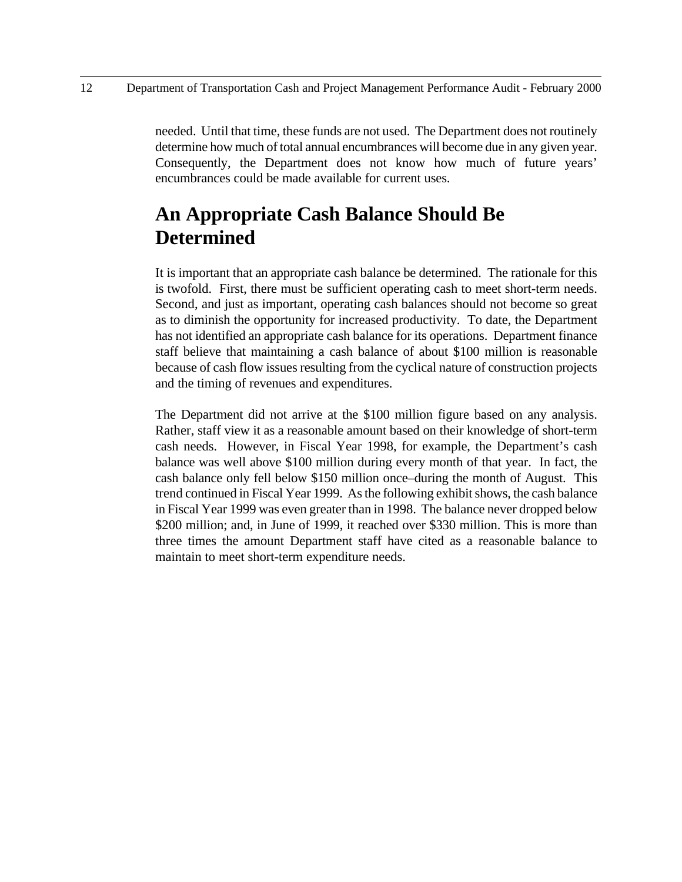needed. Until that time, these funds are not used. The Department does not routinely determine how much of total annual encumbrances will become due in any given year. Consequently, the Department does not know how much of future years' encumbrances could be made available for current uses.

## An Appropriate Cash Balance Should Be Determined

It is important that an appropriate cash balance be determined. The rationale for this is twofold. First, there must be sufficient operating cash to meet short-term needs. Second, and just as important, operating cash balances should not become so great as to diminish the opportunity for increased productivity. To date, the Department has not identified an appropriate cash balance for its operations. Department finance staff believe that maintaining a cash balance of about $100 million is reasonable because of cash flow issues resulting from the cyclical nature of construction projects and the timing of revenues and expenditures.

The Department did not arrive at the $100 million figure based on any analysis. Rather, staff view it as a reasonable amount based on their knowledge of short-term cash needs. However, in Fiscal Year 1998, for example, the Department's cash balance was well above $100 million during every month of that year. In fact, the cash balance only fell below $150 million once–during the month of August. This trend continued in Fiscal Year 1999. As the following exhibit shows, the cash balance in Fiscal Year 1999 was even greater than in 1998. The balance never dropped below $200 million; and, in June of 1999, it reached over $330 million. This is more than three times the amount Department staff have cited as a reasonable balance to maintain to meet short-term expenditure needs.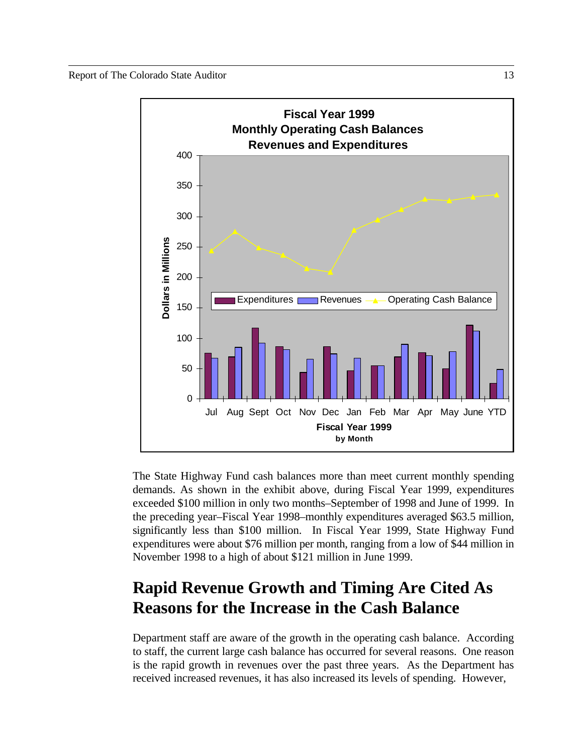**Fiscal Year 1999**
**Monthly Operating Cash Balances**
**Revenues and Expenditures**

The State Highway Fund cash balances more than meet current monthly spending demands. As shown in the exhibit above, during Fiscal Year 1999, expenditures exceeded $100 million in only two months–September of 1998 and June of 1999. In the preceding year–Fiscal Year 1998–monthly expenditures averaged $63.5 million, significantly less than $100 million. In Fiscal Year 1999, State Highway Fund expenditures were about $76 million per month, ranging from a low of $44 million in November 1998 to a high of about $121 million in June 1999.

## Rapid Revenue Growth and Timing Are Cited As Reasons for the Increase in the Cash Balance

Department staff are aware of the growth in the operating cash balance. According to staff, the current large cash balance has occurred for several reasons. One reason is the rapid growth in revenues over the past three years. As the Department has received increased revenues, it has also increased its levels of spending. However,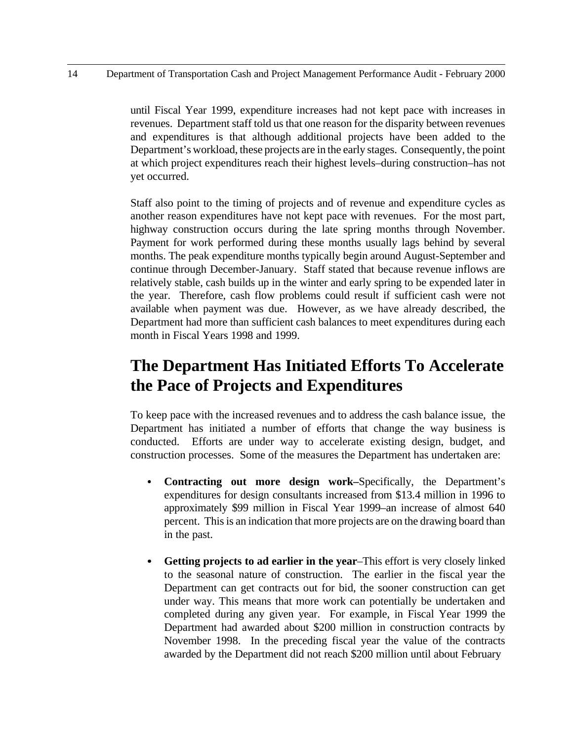until Fiscal Year 1999, expenditure increases had not kept pace with increases in revenues. Department staff told us that one reason for the disparity between revenues and expenditures is that although additional projects have been added to the Department's workload, these projects are in the early stages. Consequently, the point at which project expenditures reach their highest levels–during construction–has not yet occurred.

Staff also point to the timing of projects and of revenue and expenditure cycles as another reason expenditures have not kept pace with revenues. For the most part, highway construction occurs during the late spring months through November. Payment for work performed during these months usually lags behind by several months. The peak expenditure months typically begin around August-September and continue through December-January. Staff stated that because revenue inflows are relatively stable, cash builds up in the winter and early spring to be expended later in the year. Therefore, cash flow problems could result if sufficient cash were not available when payment was due. However, as we have already described, the Department had more than sufficient cash balances to meet expenditures during each month in Fiscal Years 1998 and 1999.

## The Department Has Initiated Efforts To Accelerate the Pace of Projects and Expenditures

To keep pace with the increased revenues and to address the cash balance issue, the Department has initiated a number of efforts that change the way business is conducted. Efforts are under way to accelerate existing design, budget, and construction processes. Some of the measures the Department has undertaken are:

- **Contracting out more design work–**Specifically, the Department's expenditures for design consultants increased from $13.4 million in 1996 to approximately $99 million in Fiscal Year 1999–an increase of almost 640 percent. This is an indication that more projects are on the drawing board than in the past.

- **Getting projects to ad earlier in the year**–This effort is very closely linked to the seasonal nature of construction. The earlier in the fiscal year the Department can get contracts out for bid, the sooner construction can get under way. This means that more work can potentially be undertaken and completed during any given year. For example, in Fiscal Year 1999 the Department had awarded about $200 million in construction contracts by November 1998. In the preceding fiscal year the value of the contracts awarded by the Department did not reach $200 million until about February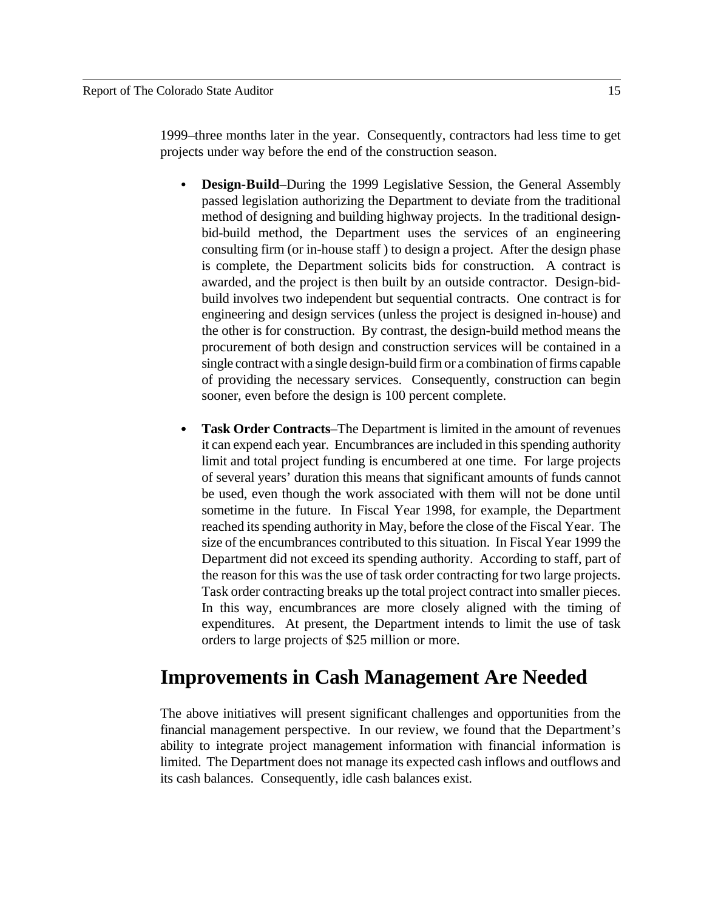1999–three months later in the year. Consequently, contractors had less time to get projects under way before the end of the construction season.

- **Design-Build**–During the 1999 Legislative Session, the General Assembly passed legislation authorizing the Department to deviate from the traditional method of designing and building highway projects. In the traditional design-bid-build method, the Department uses the services of an engineering consulting firm (or in-house staff ) to design a project. After the design phase is complete, the Department solicits bids for construction. A contract is awarded, and the project is then built by an outside contractor. Design-bid-build involves two independent but sequential contracts. One contract is for engineering and design services (unless the project is designed in-house) and the other is for construction. By contrast, the design-build method means the procurement of both design and construction services will be contained in a single contract with a single design-build firm or a combination of firms capable of providing the necessary services. Consequently, construction can begin sooner, even before the design is 100 percent complete.

- **Task Order Contracts**–The Department is limited in the amount of revenues it can expend each year. Encumbrances are included in this spending authority limit and total project funding is encumbered at one time. For large projects of several years' duration this means that significant amounts of funds cannot be used, even though the work associated with them will not be done until sometime in the future. In Fiscal Year 1998, for example, the Department reached its spending authority in May, before the close of the Fiscal Year. The size of the encumbrances contributed to this situation. In Fiscal Year 1999 the Department did not exceed its spending authority. According to staff, part of the reason for this was the use of task order contracting for two large projects. Task order contracting breaks up the total project contract into smaller pieces. In this way, encumbrances are more closely aligned with the timing of expenditures. At present, the Department intends to limit the use of task orders to large projects of $25 million or more.

## Improvements in Cash Management Are Needed

The above initiatives will present significant challenges and opportunities from the financial management perspective. In our review, we found that the Department's ability to integrate project management information with financial information is limited. The Department does not manage its expected cash inflows and outflows and its cash balances. Consequently, idle cash balances exist.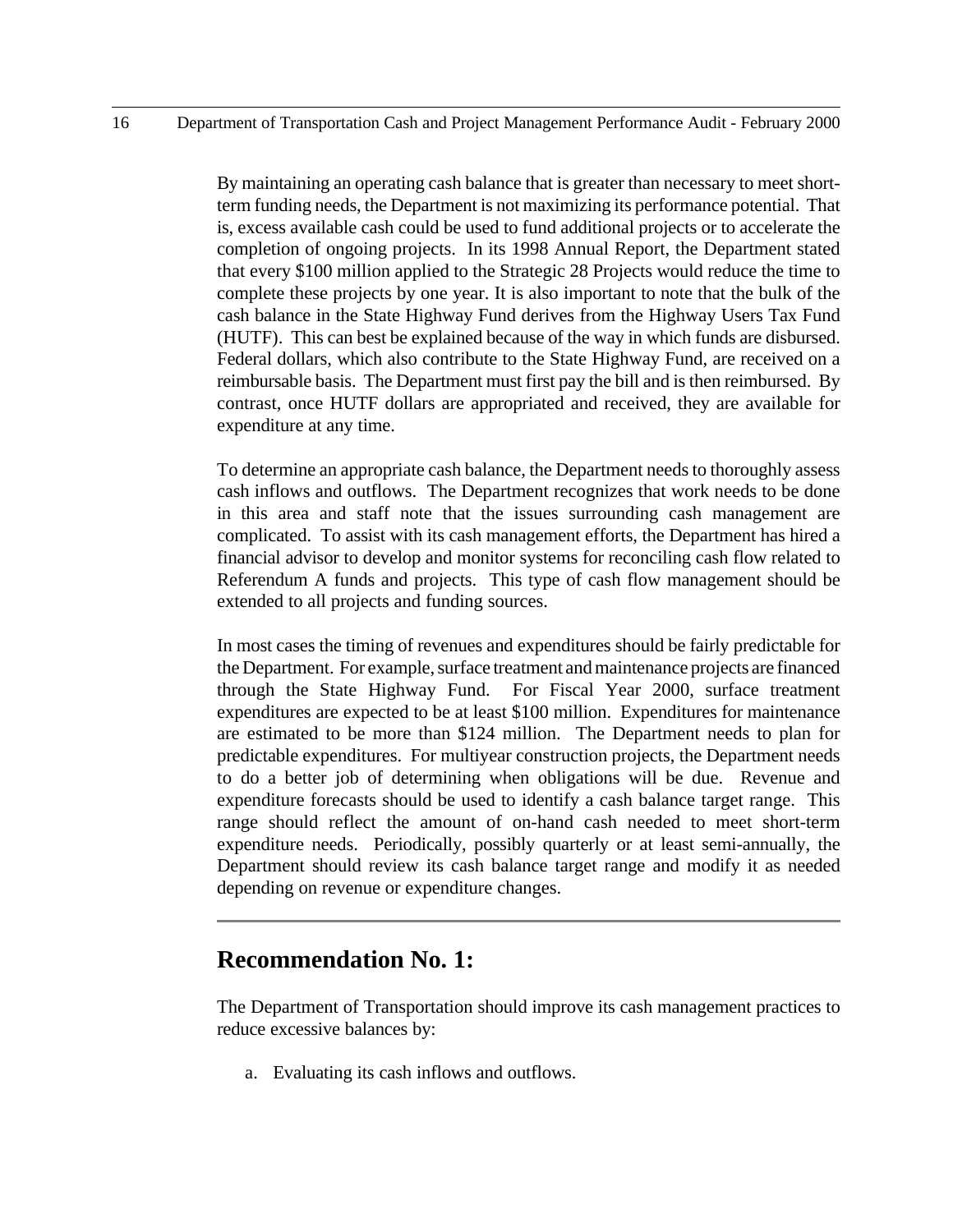By maintaining an operating cash balance that is greater than necessary to meet short-term funding needs, the Department is not maximizing its performance potential. That is, excess available cash could be used to fund additional projects or to accelerate the completion of ongoing projects. In its 1998 Annual Report, the Department stated that every $100 million applied to the Strategic 28 Projects would reduce the time to complete these projects by one year. It is also important to note that the bulk of the cash balance in the State Highway Fund derives from the Highway Users Tax Fund (HUTF). This can best be explained because of the way in which funds are disbursed. Federal dollars, which also contribute to the State Highway Fund, are received on a reimbursable basis. The Department must first pay the bill and is then reimbursed. By contrast, once HUTF dollars are appropriated and received, they are available for expenditure at any time.

To determine an appropriate cash balance, the Department needs to thoroughly assess cash inflows and outflows. The Department recognizes that work needs to be done in this area and staff note that the issues surrounding cash management are complicated. To assist with its cash management efforts, the Department has hired a financial advisor to develop and monitor systems for reconciling cash flow related to Referendum A funds and projects. This type of cash flow management should be extended to all projects and funding sources.

In most cases the timing of revenues and expenditures should be fairly predictable for the Department. For example, surface treatment and maintenance projects are financed through the State Highway Fund. For Fiscal Year 2000, surface treatment expenditures are expected to be at least $100 million. Expenditures for maintenance are estimated to be more than $124 million. The Department needs to plan for predictable expenditures. For multiyear construction projects, the Department needs to do a better job of determining when obligations will be due. Revenue and expenditure forecasts should be used to identify a cash balance target range. This range should reflect the amount of on-hand cash needed to meet short-term expenditure needs. Periodically, possibly quarterly or at least semi-annually, the Department should review its cash balance target range and modify it as needed depending on revenue or expenditure changes.

## Recommendation No. 1:

The Department of Transportation should improve its cash management practices to reduce excessive balances by:

a. Evaluating its cash inflows and outflows.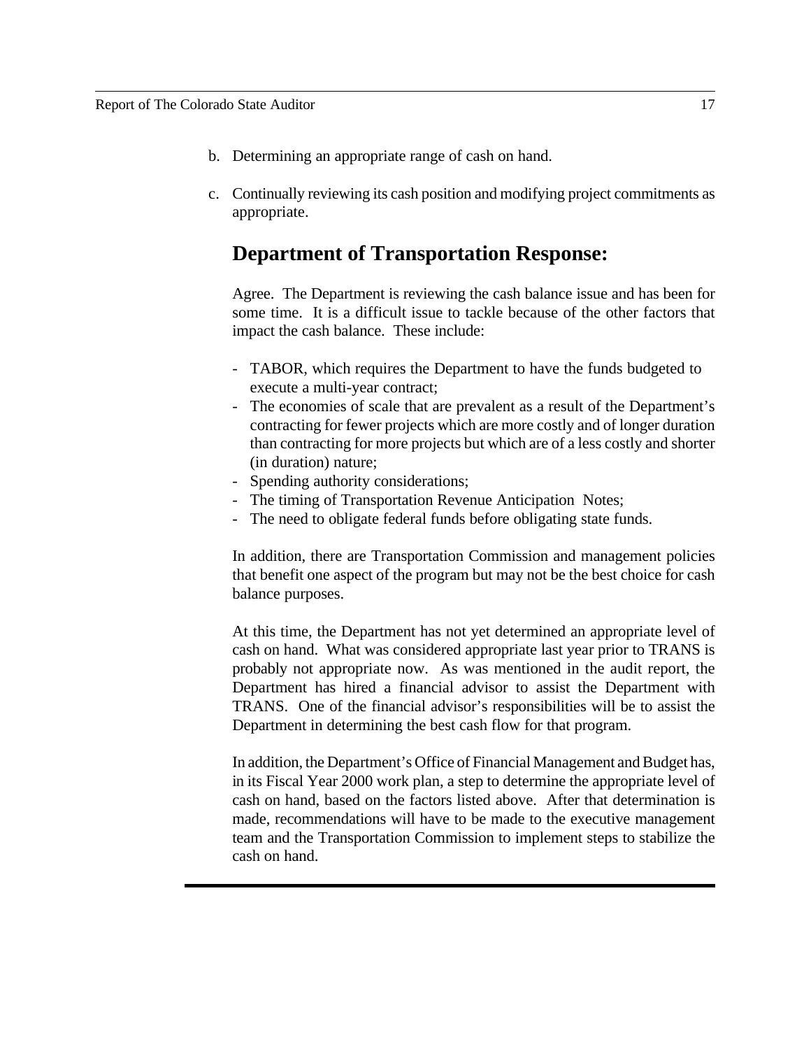b. Determining an appropriate range of cash on hand.

c. Continually reviewing its cash position and modifying project commitments as appropriate.

## Department of Transportation Response:

Agree. The Department is reviewing the cash balance issue and has been for some time. It is a difficult issue to tackle because of the other factors that impact the cash balance. These include:

- TABOR, which requires the Department to have the funds budgeted to execute a multi-year contract;
- The economies of scale that are prevalent as a result of the Department's contracting for fewer projects which are more costly and of longer duration than contracting for more projects but which are of a less costly and shorter (in duration) nature;
- Spending authority considerations;
- The timing of Transportation Revenue Anticipation Notes;
- The need to obligate federal funds before obligating state funds.

In addition, there are Transportation Commission and management policies that benefit one aspect of the program but may not be the best choice for cash balance purposes.

At this time, the Department has not yet determined an appropriate level of cash on hand. What was considered appropriate last year prior to TRANS is probably not appropriate now. As was mentioned in the audit report, the Department has hired a financial advisor to assist the Department with TRANS. One of the financial advisor's responsibilities will be to assist the Department in determining the best cash flow for that program.

In addition, the Department's Office of Financial Management and Budget has, in its Fiscal Year 2000 work plan, a step to determine the appropriate level of cash on hand, based on the factors listed above. After that determination is made, recommendations will have to be made to the executive management team and the Transportation Commission to implement steps to stabilize the cash on hand.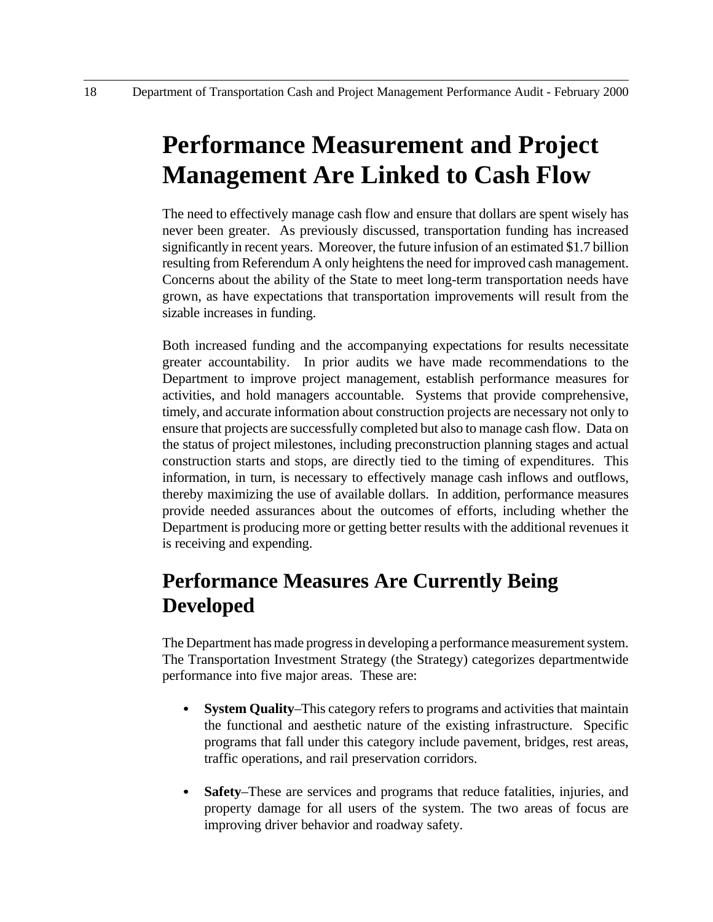# Performance Measurement and Project Management Are Linked to Cash Flow

The need to effectively manage cash flow and ensure that dollars are spent wisely has never been greater. As previously discussed, transportation funding has increased significantly in recent years. Moreover, the future infusion of an estimated $1.7 billion resulting from Referendum A only heightens the need for improved cash management. Concerns about the ability of the State to meet long-term transportation needs have grown, as have expectations that transportation improvements will result from the sizable increases in funding.

Both increased funding and the accompanying expectations for results necessitate greater accountability. In prior audits we have made recommendations to the Department to improve project management, establish performance measures for activities, and hold managers accountable. Systems that provide comprehensive, timely, and accurate information about construction projects are necessary not only to ensure that projects are successfully completed but also to manage cash flow. Data on the status of project milestones, including preconstruction planning stages and actual construction starts and stops, are directly tied to the timing of expenditures. This information, in turn, is necessary to effectively manage cash inflows and outflows, thereby maximizing the use of available dollars. In addition, performance measures provide needed assurances about the outcomes of efforts, including whether the Department is producing more or getting better results with the additional revenues it is receiving and expending.

## Performance Measures Are Currently Being Developed

The Department has made progress in developing a performance measurement system. The Transportation Investment Strategy (the Strategy) categorizes departmentwide performance into five major areas. These are:

- **System Quality**–This category refers to programs and activities that maintain the functional and aesthetic nature of the existing infrastructure. Specific programs that fall under this category include pavement, bridges, rest areas, traffic operations, and rail preservation corridors.

- **Safety**–These are services and programs that reduce fatalities, injuries, and property damage for all users of the system. The two areas of focus are improving driver behavior and roadway safety.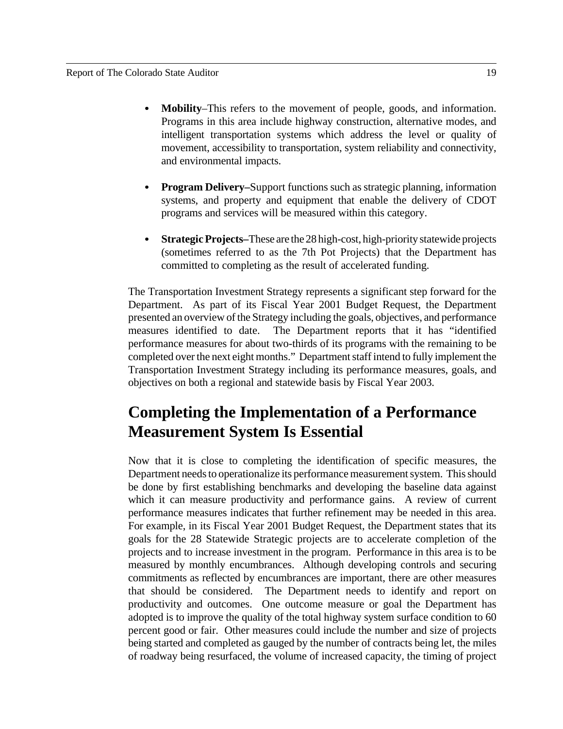- **Mobility**–This refers to the movement of people, goods, and information. Programs in this area include highway construction, alternative modes, and intelligent transportation systems which address the level or quality of movement, accessibility to transportation, system reliability and connectivity, and environmental impacts.

- **Program Delivery–**Support functions such as strategic planning, information systems, and property and equipment that enable the delivery of CDOT programs and services will be measured within this category.

- **Strategic Projects–**These are the 28 high-cost, high-priority statewide projects (sometimes referred to as the 7th Pot Projects) that the Department has committed to completing as the result of accelerated funding.

The Transportation Investment Strategy represents a significant step forward for the Department. As part of its Fiscal Year 2001 Budget Request, the Department presented an overview of the Strategy including the goals, objectives, and performance measures identified to date. The Department reports that it has "identified performance measures for about two-thirds of its programs with the remaining to be completed over the next eight months." Department staff intend to fully implement the Transportation Investment Strategy including its performance measures, goals, and objectives on both a regional and statewide basis by Fiscal Year 2003.

## Completing the Implementation of a Performance Measurement System Is Essential

Now that it is close to completing the identification of specific measures, the Department needs to operationalize its performance measurement system. This should be done by first establishing benchmarks and developing the baseline data against which it can measure productivity and performance gains. A review of current performance measures indicates that further refinement may be needed in this area. For example, in its Fiscal Year 2001 Budget Request, the Department states that its goals for the 28 Statewide Strategic projects are to accelerate completion of the projects and to increase investment in the program. Performance in this area is to be measured by monthly encumbrances. Although developing controls and securing commitments as reflected by encumbrances are important, there are other measures that should be considered. The Department needs to identify and report on productivity and outcomes. One outcome measure or goal the Department has adopted is to improve the quality of the total highway system surface condition to 60 percent good or fair. Other measures could include the number and size of projects being started and completed as gauged by the number of contracts being let, the miles of roadway being resurfaced, the volume of increased capacity, the timing of project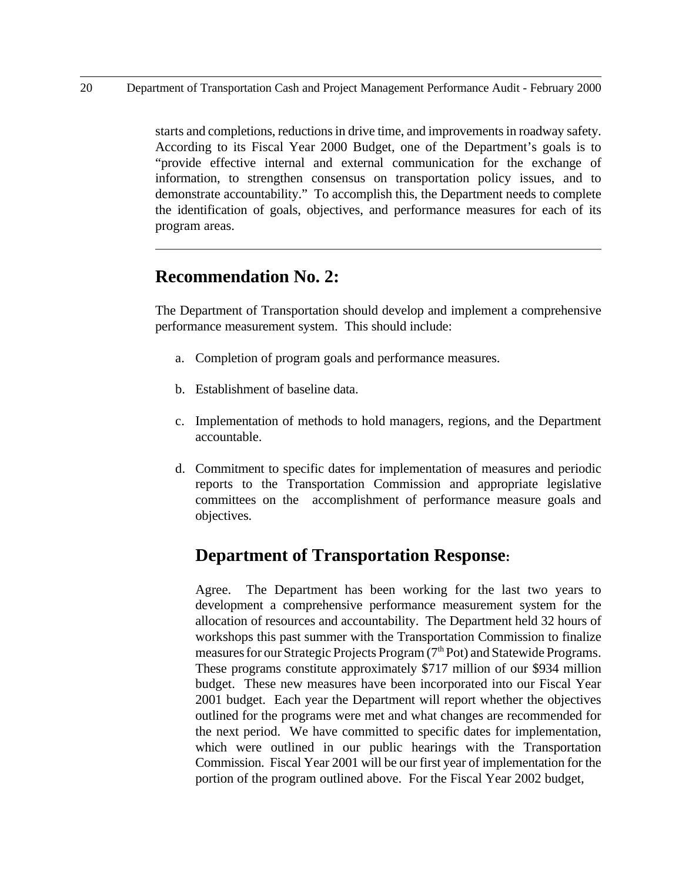starts and completions, reductions in drive time, and improvements in roadway safety. According to its Fiscal Year 2000 Budget, one of the Department's goals is to "provide effective internal and external communication for the exchange of information, to strengthen consensus on transportation policy issues, and to demonstrate accountability." To accomplish this, the Department needs to complete the identification of goals, objectives, and performance measures for each of its program areas.

---

## Recommendation No. 2:

The Department of Transportation should develop and implement a comprehensive performance measurement system. This should include:

a. Completion of program goals and performance measures.

b. Establishment of baseline data.

c. Implementation of methods to hold managers, regions, and the Department accountable.

d. Commitment to specific dates for implementation of measures and periodic reports to the Transportation Commission and appropriate legislative committees on the accomplishment of performance measure goals and objectives.

### Department of Transportation Response:

Agree. The Department has been working for the last two years to development a comprehensive performance measurement system for the allocation of resources and accountability. The Department held 32 hours of workshops this past summer with the Transportation Commission to finalize measures for our Strategic Projects Program (7th Pot) and Statewide Programs. These programs constitute approximately $717 million of our $934 million budget. These new measures have been incorporated into our Fiscal Year 2001 budget. Each year the Department will report whether the objectives outlined for the programs were met and what changes are recommended for the next period. We have committed to specific dates for implementation, which were outlined in our public hearings with the Transportation Commission. Fiscal Year 2001 will be our first year of implementation for the portion of the program outlined above. For the Fiscal Year 2002 budget,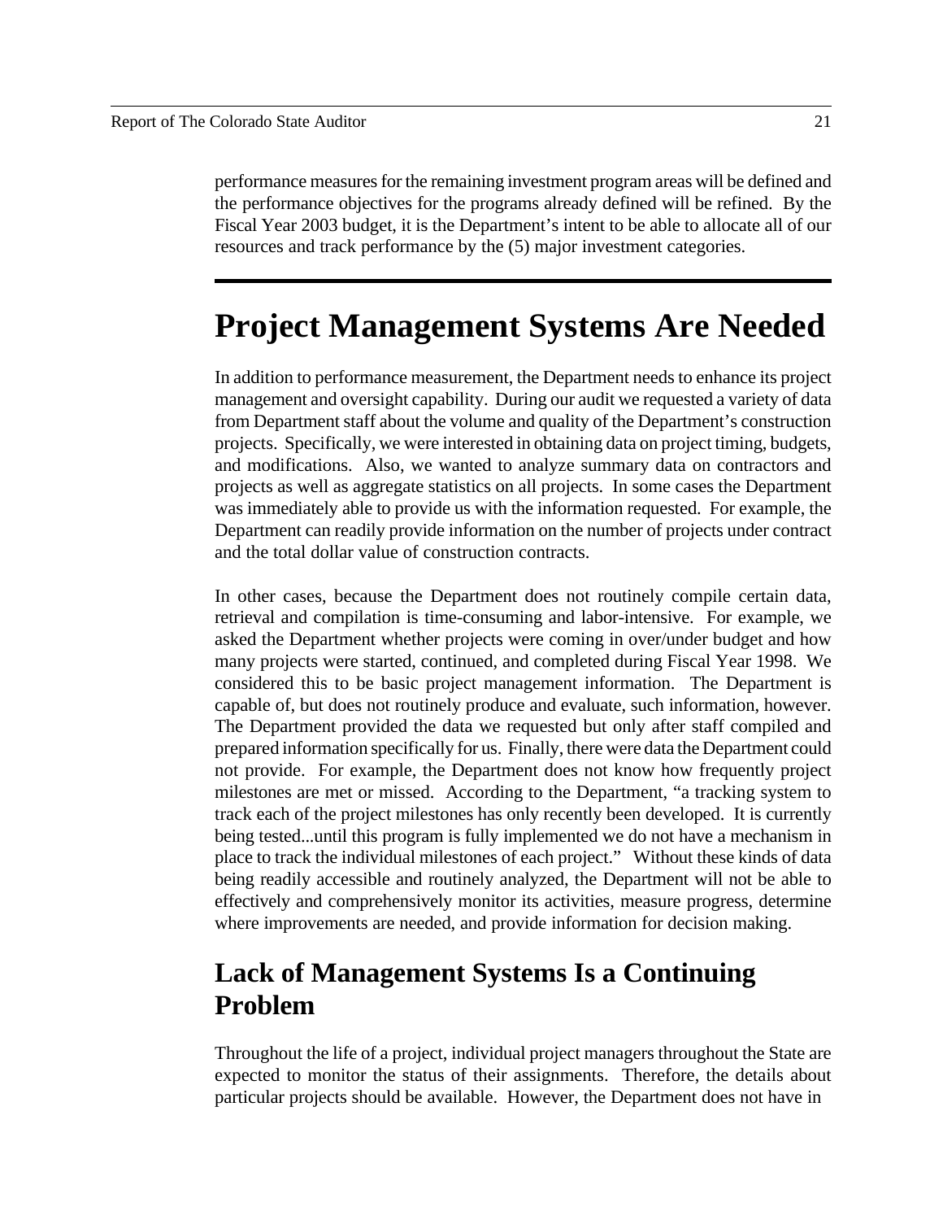performance measures for the remaining investment program areas will be defined and the performance objectives for the programs already defined will be refined. By the Fiscal Year 2003 budget, it is the Department's intent to be able to allocate all of our resources and track performance by the (5) major investment categories.

---

# Project Management Systems Are Needed

In addition to performance measurement, the Department needs to enhance its project management and oversight capability. During our audit we requested a variety of data from Department staff about the volume and quality of the Department's construction projects. Specifically, we were interested in obtaining data on project timing, budgets, and modifications. Also, we wanted to analyze summary data on contractors and projects as well as aggregate statistics on all projects. In some cases the Department was immediately able to provide us with the information requested. For example, the Department can readily provide information on the number of projects under contract and the total dollar value of construction contracts.

In other cases, because the Department does not routinely compile certain data, retrieval and compilation is time-consuming and labor-intensive. For example, we asked the Department whether projects were coming in over/under budget and how many projects were started, continued, and completed during Fiscal Year 1998. We considered this to be basic project management information. The Department is capable of, but does not routinely produce and evaluate, such information, however. The Department provided the data we requested but only after staff compiled and prepared information specifically for us. Finally, there were data the Department could not provide. For example, the Department does not know how frequently project milestones are met or missed. According to the Department, "a tracking system to track each of the project milestones has only recently been developed. It is currently being tested...until this program is fully implemented we do not have a mechanism in place to track the individual milestones of each project." Without these kinds of data being readily accessible and routinely analyzed, the Department will not be able to effectively and comprehensively monitor its activities, measure progress, determine where improvements are needed, and provide information for decision making.

## Lack of Management Systems Is a Continuing Problem

Throughout the life of a project, individual project managers throughout the State are expected to monitor the status of their assignments. Therefore, the details about particular projects should be available. However, the Department does not have in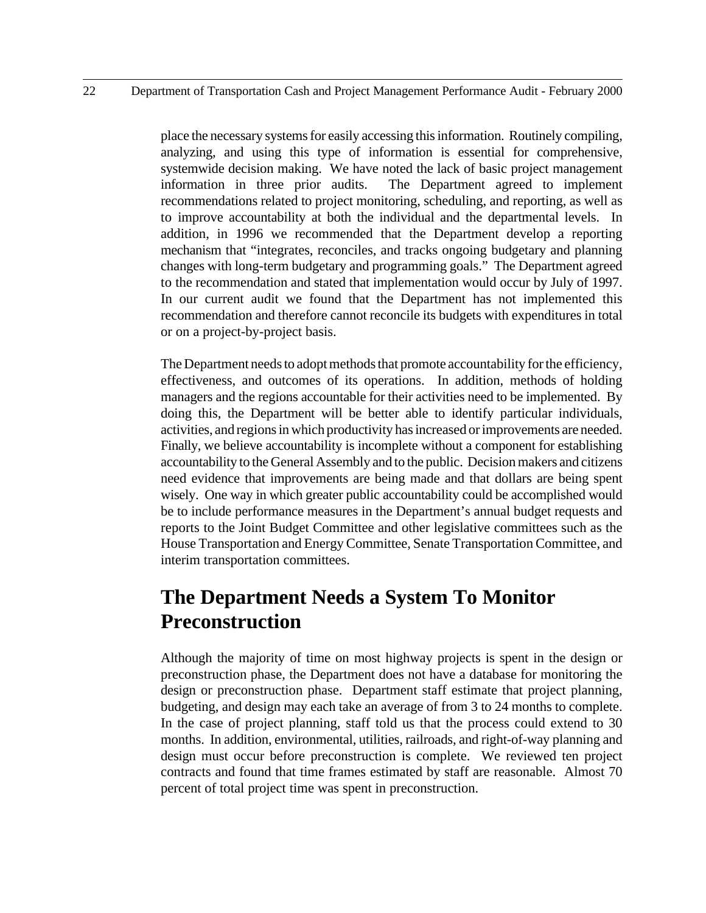place the necessary systems for easily accessing this information. Routinely compiling, analyzing, and using this type of information is essential for comprehensive, systemwide decision making. We have noted the lack of basic project management information in three prior audits. The Department agreed to implement recommendations related to project monitoring, scheduling, and reporting, as well as to improve accountability at both the individual and the departmental levels. In addition, in 1996 we recommended that the Department develop a reporting mechanism that "integrates, reconciles, and tracks ongoing budgetary and planning changes with long-term budgetary and programming goals." The Department agreed to the recommendation and stated that implementation would occur by July of 1997. In our current audit we found that the Department has not implemented this recommendation and therefore cannot reconcile its budgets with expenditures in total or on a project-by-project basis.

The Department needs to adopt methods that promote accountability for the efficiency, effectiveness, and outcomes of its operations. In addition, methods of holding managers and the regions accountable for their activities need to be implemented. By doing this, the Department will be better able to identify particular individuals, activities, and regions in which productivity has increased or improvements are needed. Finally, we believe accountability is incomplete without a component for establishing accountability to the General Assembly and to the public. Decision makers and citizens need evidence that improvements are being made and that dollars are being spent wisely. One way in which greater public accountability could be accomplished would be to include performance measures in the Department's annual budget requests and reports to the Joint Budget Committee and other legislative committees such as the House Transportation and Energy Committee, Senate Transportation Committee, and interim transportation committees.

## The Department Needs a System To Monitor Preconstruction

Although the majority of time on most highway projects is spent in the design or preconstruction phase, the Department does not have a database for monitoring the design or preconstruction phase. Department staff estimate that project planning, budgeting, and design may each take an average of from 3 to 24 months to complete. In the case of project planning, staff told us that the process could extend to 30 months. In addition, environmental, utilities, railroads, and right-of-way planning and design must occur before preconstruction is complete. We reviewed ten project contracts and found that time frames estimated by staff are reasonable. Almost 70 percent of total project time was spent in preconstruction.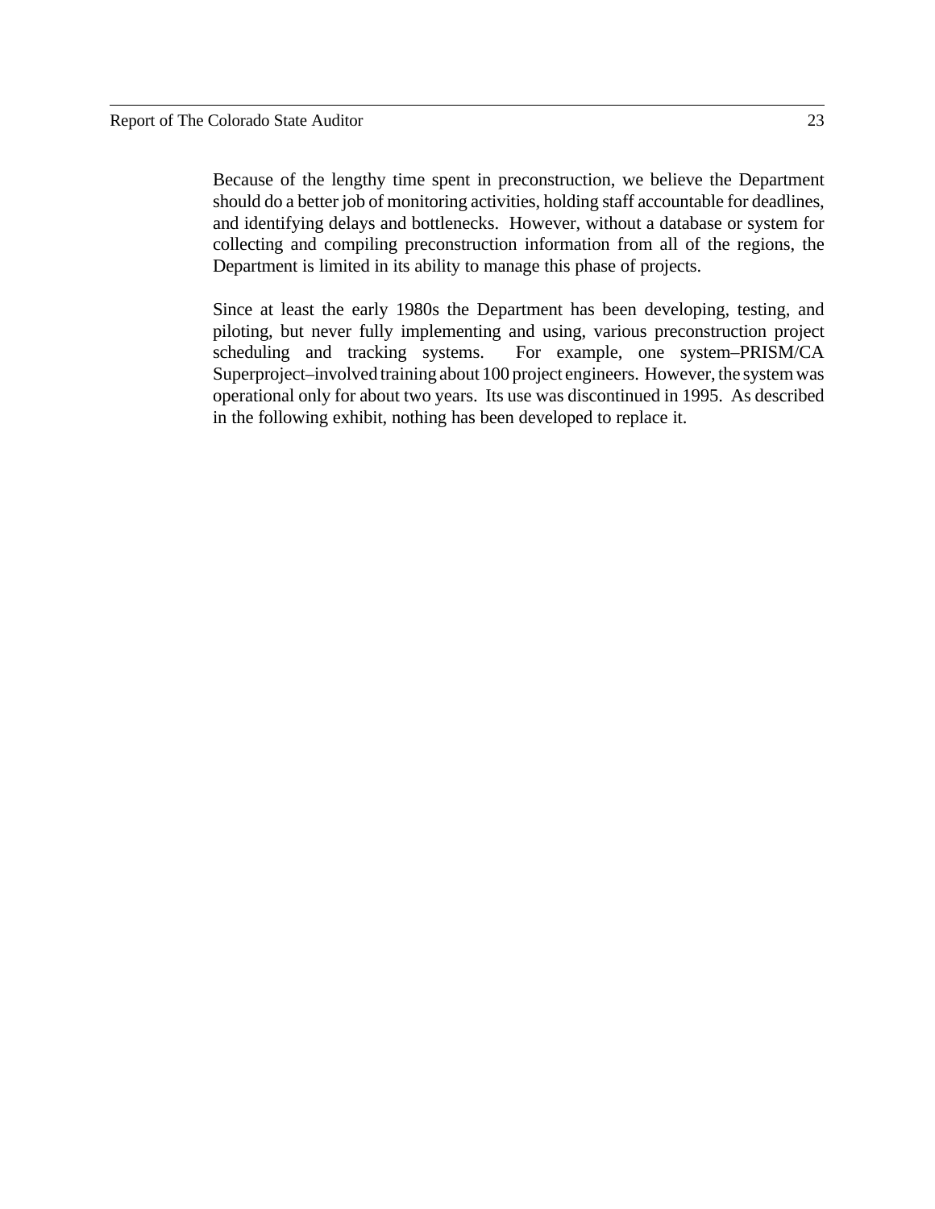Because of the lengthy time spent in preconstruction, we believe the Department should do a better job of monitoring activities, holding staff accountable for deadlines, and identifying delays and bottlenecks. However, without a database or system for collecting and compiling preconstruction information from all of the regions, the Department is limited in its ability to manage this phase of projects.

Since at least the early 1980s the Department has been developing, testing, and piloting, but never fully implementing and using, various preconstruction project scheduling and tracking systems. For example, one system–PRISM/CA Superproject–involved training about 100 project engineers. However, the system was operational only for about two years. Its use was discontinued in 1995. As described in the following exhibit, nothing has been developed to replace it.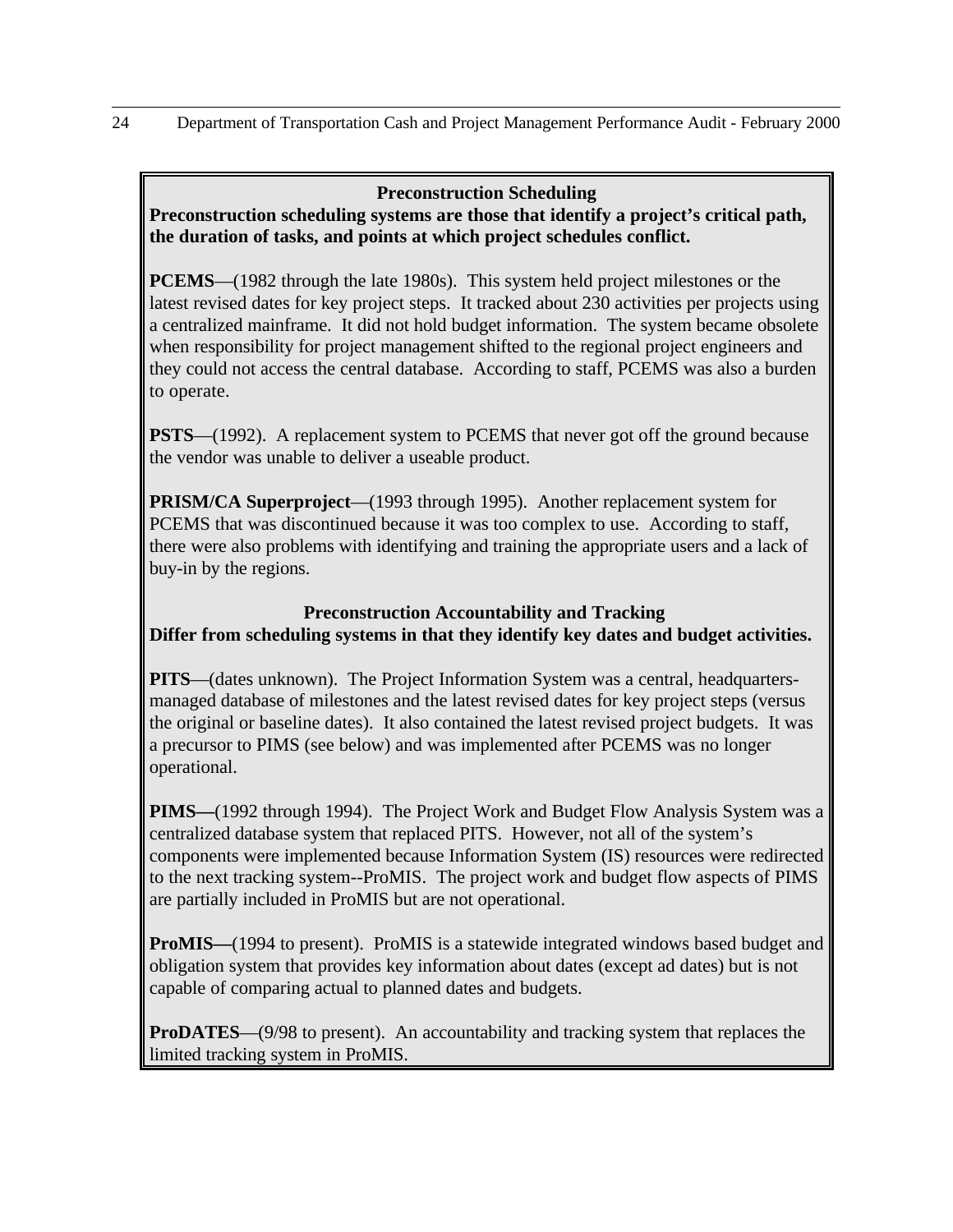**Preconstruction Scheduling**

**Preconstruction scheduling systems are those that identify a project's critical path, the duration of tasks, and points at which project schedules conflict.**

**PCEMS**—(1982 through the late 1980s). This system held project milestones or the latest revised dates for key project steps. It tracked about 230 activities per projects using a centralized mainframe. It did not hold budget information. The system became obsolete when responsibility for project management shifted to the regional project engineers and they could not access the central database. According to staff, PCEMS was also a burden to operate.

**PSTS**—(1992). A replacement system to PCEMS that never got off the ground because the vendor was unable to deliver a useable product.

**PRISM/CA Superproject**—(1993 through 1995). Another replacement system for PCEMS that was discontinued because it was too complex to use. According to staff, there were also problems with identifying and training the appropriate users and a lack of buy-in by the regions.

**Preconstruction Accountability and Tracking**

**Differ from scheduling systems in that they identify key dates and budget activities.**

**PITS**—(dates unknown). The Project Information System was a central, headquarters-managed database of milestones and the latest revised dates for key project steps (versus the original or baseline dates). It also contained the latest revised project budgets. It was a precursor to PIMS (see below) and was implemented after PCEMS was no longer operational.

**PIMS—**(1992 through 1994). The Project Work and Budget Flow Analysis System was a centralized database system that replaced PITS. However, not all of the system's components were implemented because Information System (IS) resources were redirected to the next tracking system--ProMIS. The project work and budget flow aspects of PIMS are partially included in ProMIS but are not operational.

**ProMIS—**(1994 to present). ProMIS is a statewide integrated windows based budget and obligation system that provides key information about dates (except ad dates) but is not capable of comparing actual to planned dates and budgets.

**ProDATES**—(9/98 to present). An accountability and tracking system that replaces the limited tracking system in ProMIS.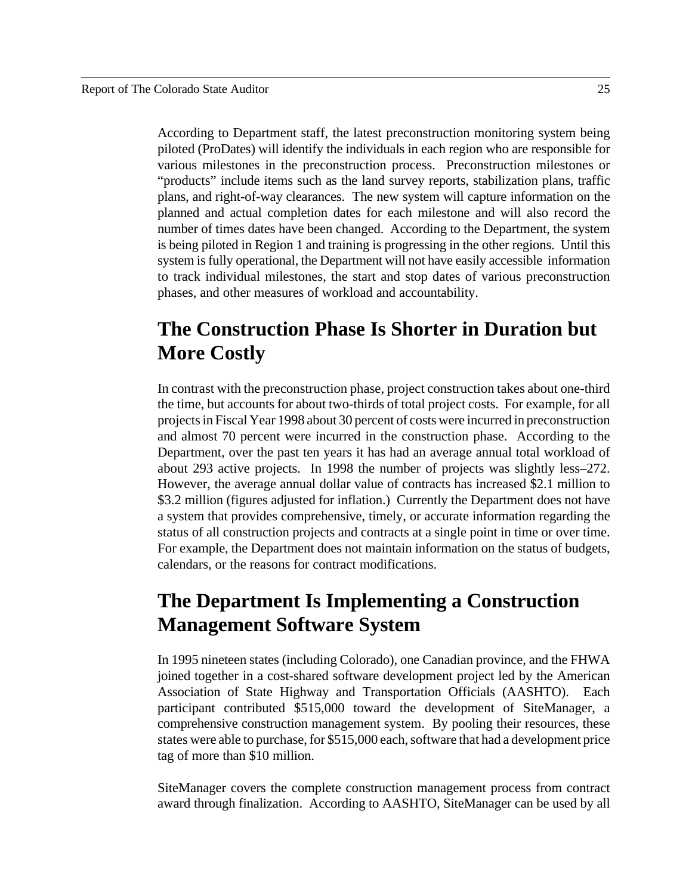According to Department staff, the latest preconstruction monitoring system being piloted (ProDates) will identify the individuals in each region who are responsible for various milestones in the preconstruction process. Preconstruction milestones or "products" include items such as the land survey reports, stabilization plans, traffic plans, and right-of-way clearances. The new system will capture information on the planned and actual completion dates for each milestone and will also record the number of times dates have been changed. According to the Department, the system is being piloted in Region 1 and training is progressing in the other regions. Until this system is fully operational, the Department will not have easily accessible information to track individual milestones, the start and stop dates of various preconstruction phases, and other measures of workload and accountability.

## The Construction Phase Is Shorter in Duration but More Costly

In contrast with the preconstruction phase, project construction takes about one-third the time, but accounts for about two-thirds of total project costs. For example, for all projects in Fiscal Year 1998 about 30 percent of costs were incurred in preconstruction and almost 70 percent were incurred in the construction phase. According to the Department, over the past ten years it has had an average annual total workload of about 293 active projects. In 1998 the number of projects was slightly less–272. However, the average annual dollar value of contracts has increased $2.1 million to $3.2 million (figures adjusted for inflation.) Currently the Department does not have a system that provides comprehensive, timely, or accurate information regarding the status of all construction projects and contracts at a single point in time or over time. For example, the Department does not maintain information on the status of budgets, calendars, or the reasons for contract modifications.

## The Department Is Implementing a Construction Management Software System

In 1995 nineteen states (including Colorado), one Canadian province, and the FHWA joined together in a cost-shared software development project led by the American Association of State Highway and Transportation Officials (AASHTO). Each participant contributed $515,000 toward the development of SiteManager, a comprehensive construction management system. By pooling their resources, these states were able to purchase, for $515,000 each, software that had a development price tag of more than $10 million.

SiteManager covers the complete construction management process from contract award through finalization. According to AASHTO, SiteManager can be used by all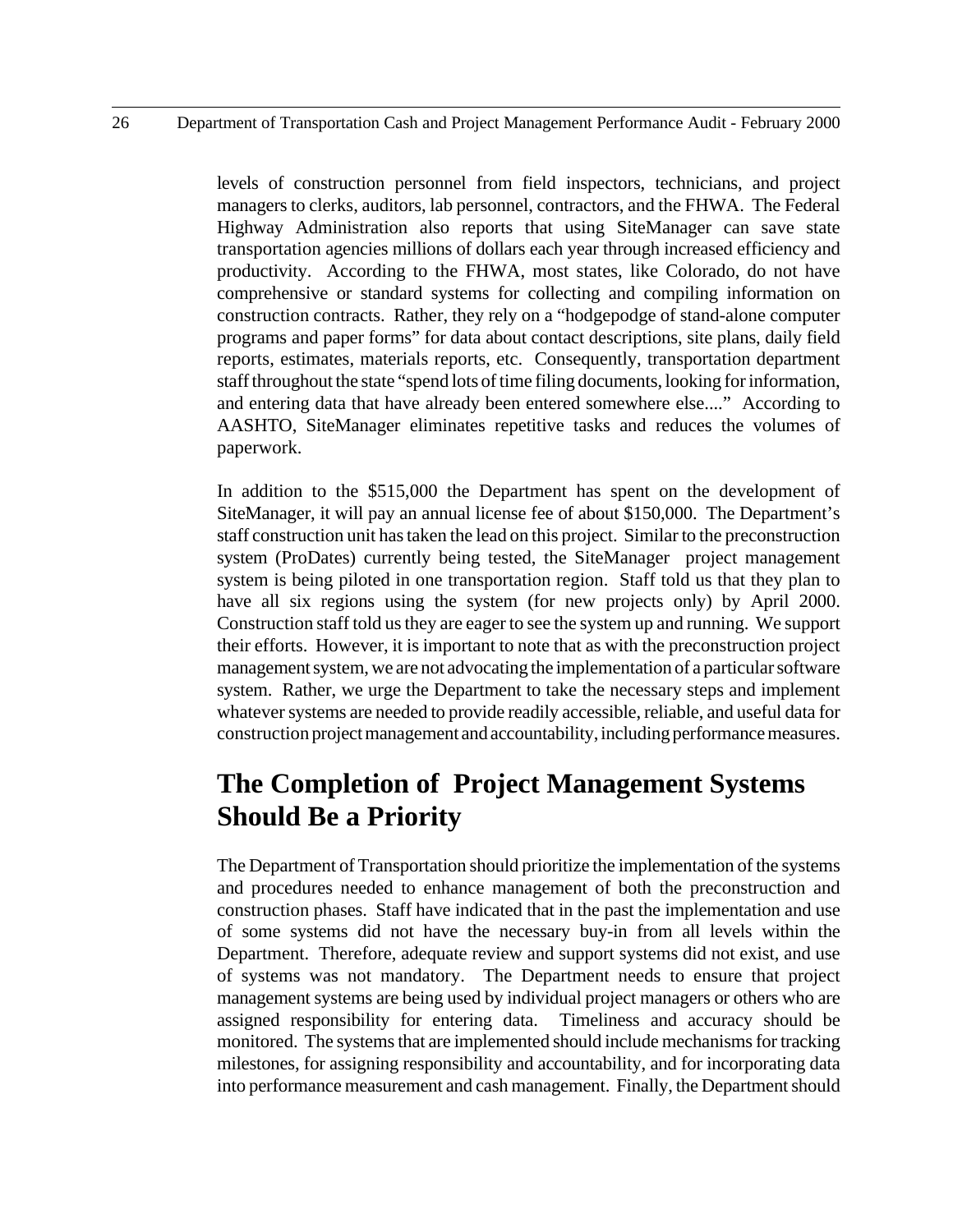levels of construction personnel from field inspectors, technicians, and project managers to clerks, auditors, lab personnel, contractors, and the FHWA. The Federal Highway Administration also reports that using SiteManager can save state transportation agencies millions of dollars each year through increased efficiency and productivity. According to the FHWA, most states, like Colorado, do not have comprehensive or standard systems for collecting and compiling information on construction contracts. Rather, they rely on a "hodgepodge of stand-alone computer programs and paper forms" for data about contact descriptions, site plans, daily field reports, estimates, materials reports, etc. Consequently, transportation department staff throughout the state "spend lots of time filing documents, looking for information, and entering data that have already been entered somewhere else...." According to AASHTO, SiteManager eliminates repetitive tasks and reduces the volumes of paperwork.

In addition to the $515,000 the Department has spent on the development of SiteManager, it will pay an annual license fee of about $150,000. The Department's staff construction unit has taken the lead on this project. Similar to the preconstruction system (ProDates) currently being tested, the SiteManager project management system is being piloted in one transportation region. Staff told us that they plan to have all six regions using the system (for new projects only) by April 2000. Construction staff told us they are eager to see the system up and running. We support their efforts. However, it is important to note that as with the preconstruction project management system, we are not advocating the implementation of a particular software system. Rather, we urge the Department to take the necessary steps and implement whatever systems are needed to provide readily accessible, reliable, and useful data for construction project management and accountability, including performance measures.

## The Completion of Project Management Systems Should Be a Priority

The Department of Transportation should prioritize the implementation of the systems and procedures needed to enhance management of both the preconstruction and construction phases. Staff have indicated that in the past the implementation and use of some systems did not have the necessary buy-in from all levels within the Department. Therefore, adequate review and support systems did not exist, and use of systems was not mandatory. The Department needs to ensure that project management systems are being used by individual project managers or others who are assigned responsibility for entering data. Timeliness and accuracy should be monitored. The systems that are implemented should include mechanisms for tracking milestones, for assigning responsibility and accountability, and for incorporating data into performance measurement and cash management. Finally, the Department should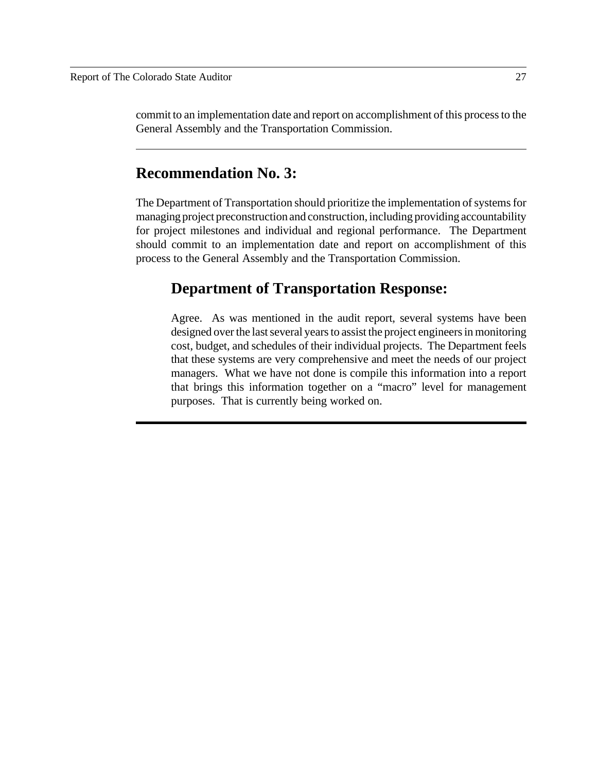commit to an implementation date and report on accomplishment of this process to the General Assembly and the Transportation Commission.

---

## Recommendation No. 3:

The Department of Transportation should prioritize the implementation of systems for managing project preconstruction and construction, including providing accountability for project milestones and individual and regional performance. The Department should commit to an implementation date and report on accomplishment of this process to the General Assembly and the Transportation Commission.

### Department of Transportation Response:

Agree. As was mentioned in the audit report, several systems have been designed over the last several years to assist the project engineers in monitoring cost, budget, and schedules of their individual projects. The Department feels that these systems are very comprehensive and meet the needs of our project managers. What we have not done is compile this information into a report that brings this information together on a "macro" level for management purposes. That is currently being worked on.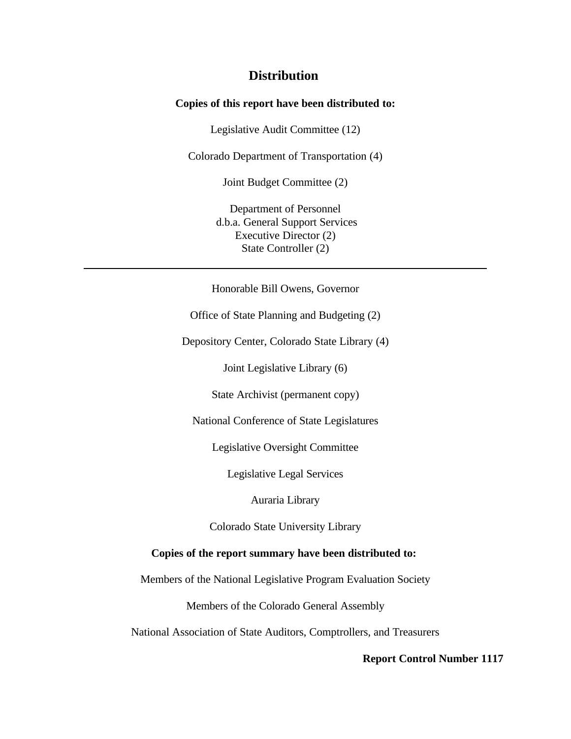# Distribution

**Copies of this report have been distributed to:**

Legislative Audit Committee (12)

Colorado Department of Transportation (4)

Joint Budget Committee (2)

Department of Personnel
d.b.a. General Support Services
Executive Director (2)
State Controller (2)

---

Honorable Bill Owens, Governor

Office of State Planning and Budgeting (2)

Depository Center, Colorado State Library (4)

Joint Legislative Library (6)

State Archivist (permanent copy)

National Conference of State Legislatures

Legislative Oversight Committee

Legislative Legal Services

Auraria Library

Colorado State University Library

**Copies of the report summary have been distributed to:**

Members of the National Legislative Program Evaluation Society

Members of the Colorado General Assembly

National Association of State Auditors, Comptrollers, and Treasurers

**Report Control Number 1117**